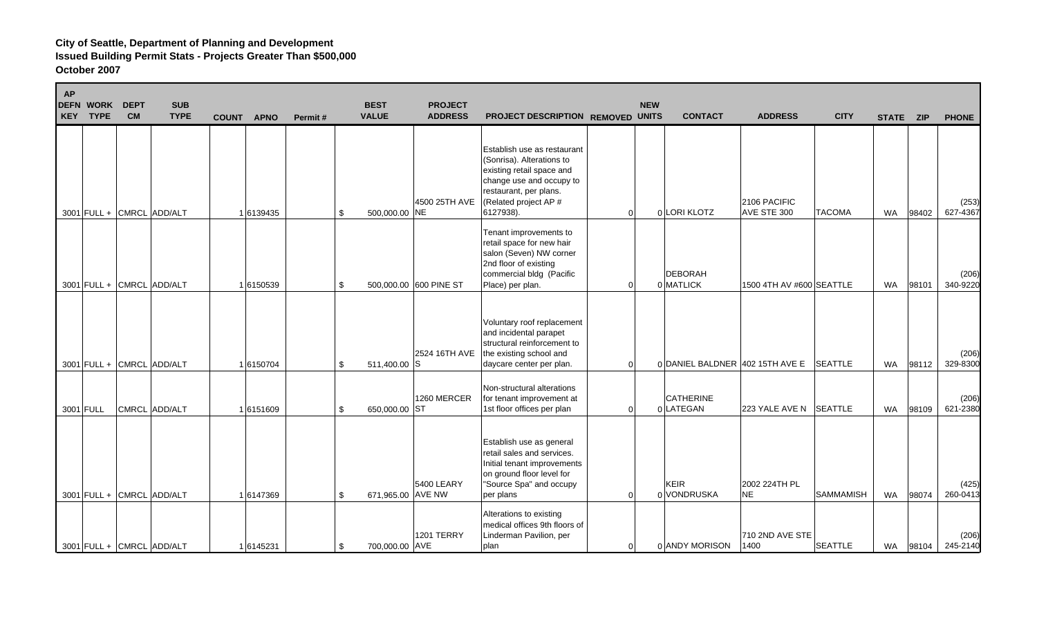**City of Seattle, Department of Planning and Development**
**Issued Building Permit Stats - Projects Greater Than $500,000**
**October 2007**

| AP DEFN KEY | WORK TYPE | DEPT CM | SUB TYPE | COUNT | APNO | Permit # | BEST VALUE | PROJECT ADDRESS | PROJECT DESCRIPTION | REMOVED | NEW UNITS | CONTACT | ADDRESS | CITY | STATE | ZIP | PHONE |
|---|---|---|---|---|---|---|---|---|---|---|---|---|---|---|---|---|---|
| 3001 | FULL + | CMRCL | ADD/ALT | 1 | 6139435 | | $ 500,000.00 | 4500 25TH AVE NE | Establish use as restaurant (Sonrisa). Alterations to existing retail space and change use and occupy to restaurant, per plans. (Related project AP # 6127938). | 0 | 0 | LORI KLOTZ | 2106 PACIFIC AVE STE 300 | TACOMA | WA | 98402 | (253) 627-4367 |
| 3001 | FULL + | CMRCL | ADD/ALT | 1 | 6150539 | | $ 500,000.00 | 600 PINE ST | Tenant improvements to retail space for new hair salon (Seven) NW corner 2nd floor of existing commercial bldg (Pacific Place) per plan. | 0 | 0 | DEBORAH MATLICK | 1500 4TH AV #600 | SEATTLE | WA | 98101 | (206) 340-9220 |
| 3001 | FULL + | CMRCL | ADD/ALT | 1 | 6150704 | | $ 511,400.00 | 2524 16TH AVE S | Voluntary roof replacement and incidental parapet structural reinforcement to the existing school and daycare center per plan. | 0 | 0 | DANIEL BALDNER | 402 15TH AVE E | SEATTLE | WA | 98112 | (206) 329-8300 |
| 3001 | FULL | CMRCL | ADD/ALT | 1 | 6151609 | | $ 650,000.00 | 1260 MERCER ST | Non-structural alterations for tenant improvement at 1st floor offices per plan | 0 | 0 | CATHERINE LATEGAN | 223 YALE AVE N | SEATTLE | WA | 98109 | (206) 621-2380 |
| 3001 | FULL + | CMRCL | ADD/ALT | 1 | 6147369 | | $ 671,965.00 | 5400 LEARY AVE NW | Establish use as general retail sales and services. Initial tenant improvements on ground floor level for "Source Spa" and occupy per plans | 0 | 0 | KEIR VONDRUSKA | 2002 224TH PL NE | SAMMAMISH | WA | 98074 | (425) 260-0413 |
| 3001 | FULL + | CMRCL | ADD/ALT | 1 | 6145231 | | $ 700,000.00 | 1201 TERRY AVE | Alterations to existing medical offices 9th floors of Linderman Pavilion, per plan | 0 | 0 | ANDY MORISON | 710 2ND AVE STE 1400 | SEATTLE | WA | 98104 | (206) 245-2140 |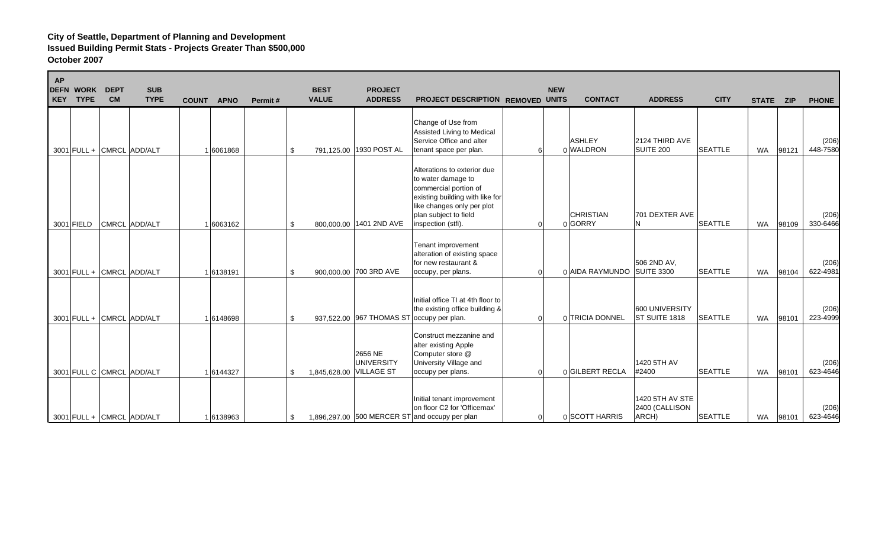**City of Seattle, Department of Planning and Development**
**Issued Building Permit Stats - Projects Greater Than $500,000**
**October 2007**

| AP DEFN KEY | WORK TYPE | DEPT CM | SUB TYPE | COUNT | APNO | Permit # | BEST VALUE | PROJECT ADDRESS | PROJECT DESCRIPTION | REMOVED | NEW UNITS | CONTACT | ADDRESS | CITY | STATE | ZIP | PHONE |
|---|---|---|---|---|---|---|---|---|---|---|---|---|---|---|---|---|---|
| 3001 | FULL + | CMRCL | ADD/ALT | 1 | 6061868 | | $ 791,125.00 | 1930 POST AL | Change of Use from Assisted Living to Medical Service Office and alter tenant space per plan. | 6 | 0 | ASHLEY WALDRON | 2124 THIRD AVE SUITE 200 | SEATTLE | WA | 98121 | (206) 448-7580 |
| 3001 | FIELD | CMRCL | ADD/ALT | 1 | 6063162 | | $ 800,000.00 | 1401 2ND AVE | Alterations to exterior due to water damage to commercial portion of existing building with like for like changes only per plot plan subject to field inspection (stfi). | 0 | 0 | CHRISTIAN GORRY | 701 DEXTER AVE N | SEATTLE | WA | 98109 | (206) 330-6466 |
| 3001 | FULL + | CMRCL | ADD/ALT | 1 | 6138191 | | $ 900,000.00 | 700 3RD AVE | Tenant improvement alteration of existing space for new restaurant & occupy, per plans. | 0 | 0 | AIDA RAYMUNDO | 506 2ND AV, SUITE 3300 | SEATTLE | WA | 98104 | (206) 622-4981 |
| 3001 | FULL + | CMRCL | ADD/ALT | 1 | 6148698 | | $ 937,522.00 | 967 THOMAS ST | Initial office TI at 4th floor to the existing office building & occupy per plan. | 0 | 0 | TRICIA DONNEL | 600 UNIVERSITY ST SUITE 1818 | SEATTLE | WA | 98101 | (206) 223-4999 |
| 3001 | FULL C | CMRCL | ADD/ALT | 1 | 6144327 | | $ 1,845,628.00 | 2656 NE UNIVERSITY VILLAGE ST | Construct mezzanine and alter existing Apple Computer store @ University Village and occupy per plans. | 0 | 0 | GILBERT RECLA | 1420 5TH AV #2400 | SEATTLE | WA | 98101 | (206) 623-4646 |
| 3001 | FULL + | CMRCL | ADD/ALT | 1 | 6138963 | | $ 1,896,297.00 | 500 MERCER ST | Initial tenant improvement on floor C2 for 'Officemax' and occupy per plan | 0 | 0 | SCOTT HARRIS | 1420 5TH AV STE 2400 (CALLISON ARCH) | SEATTLE | WA | 98101 | (206) 623-4646 |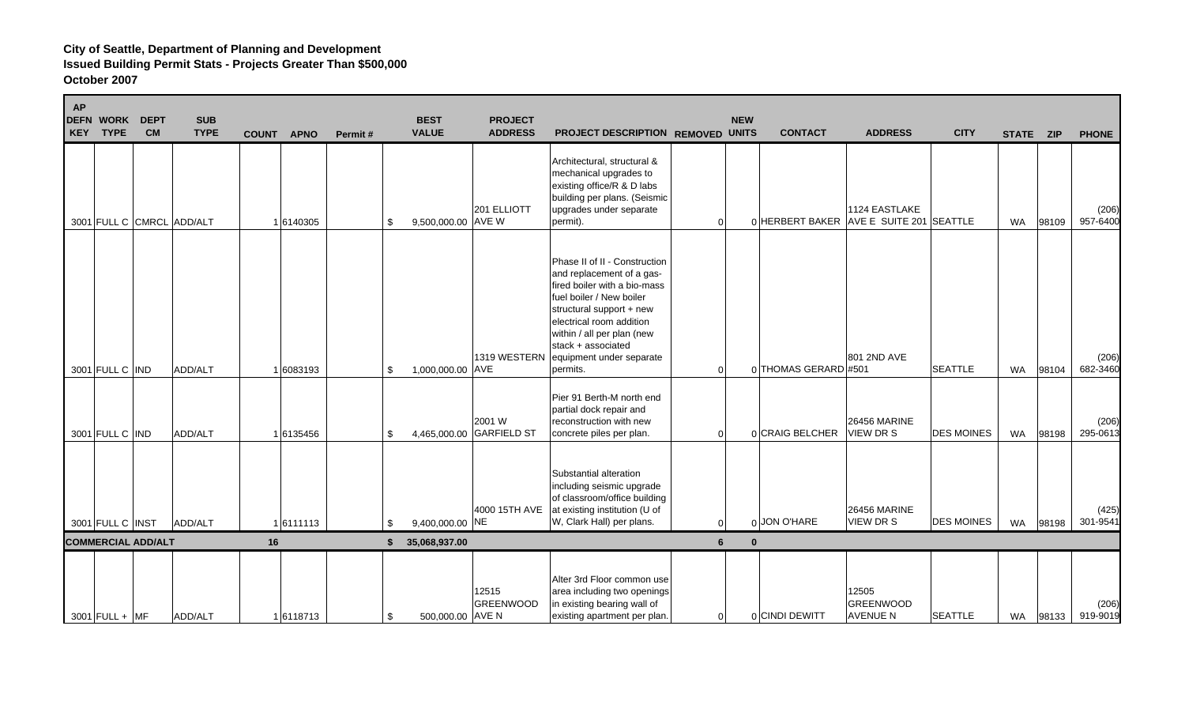**City of Seattle, Department of Planning and Development**
**Issued Building Permit Stats - Projects Greater Than $500,000**
**October 2007**

| AP DEFN KEY | WORK TYPE | DEPT CM | SUB TYPE | COUNT | APNO | Permit # | BEST VALUE | PROJECT ADDRESS | PROJECT DESCRIPTION | REMOVED | NEW UNITS | CONTACT | ADDRESS | CITY | STATE | ZIP | PHONE |
|---|---|---|---|---|---|---|---|---|---|---|---|---|---|---|---|---|---|
| 3001 | FULL C | CMRCL | ADD/ALT | 1 | 6140305 | | $ 9,500,000.00 | 201 ELLIOTT AVE W | Architectural, structural & mechanical upgrades to existing office/R & D labs building per plans. (Seismic upgrades under separate permit). | 0 | 0 | HERBERT BAKER | 1124 EASTLAKE AVE E SUITE 201 | SEATTLE | WA | 98109 | (206) 957-6400 |
| 3001 | FULL C | IND | ADD/ALT | 1 | 6083193 | | $ 1,000,000.00 | 1319 WESTERN AVE | Phase II of II - Construction and replacement of a gas-fired boiler with a bio-mass fuel boiler / New boiler structural support + new electrical room addition within / all per plan (new stack + associated equipment under separate permits. | 0 | 0 | THOMAS GERARD | 801 2ND AVE #501 | SEATTLE | WA | 98104 | (206) 682-3460 |
| 3001 | FULL C | IND | ADD/ALT | 1 | 6135456 | | $ 4,465,000.00 | 2001 W GARFIELD ST | Pier 91 Berth-M north end partial dock repair and reconstruction with new concrete piles per plan. | 0 | 0 | CRAIG BELCHER | 26456 MARINE VIEW DR S | DES MOINES | WA | 98198 | (206) 295-0613 |
| 3001 | FULL C | INST | ADD/ALT | 1 | 6111113 | | $ 9,400,000.00 | 4000 15TH AVE NE | Substantial alteration including seismic upgrade of classroom/office building at existing institution (U of W, Clark Hall) per plans. | 0 | 0 | JON O'HARE | 26456 MARINE VIEW DR S | DES MOINES | WA | 98198 | (425) 301-9541 |
| **COMMERCIAL ADD/ALT** | | | | **16** | | | **$ 35,068,937.00** | | | **6** | **0** | | | | | | |
| 3001 | FULL + | MF | ADD/ALT | 1 | 6118713 | | $ 500,000.00 | 12515 GREENWOOD AVE N | Alter 3rd Floor common use area including two openings in existing bearing wall of existing apartment per plan. | 0 | 0 | CINDI DEWITT | 12505 GREENWOOD AVENUE N | SEATTLE | WA | 98133 | (206) 919-9019 |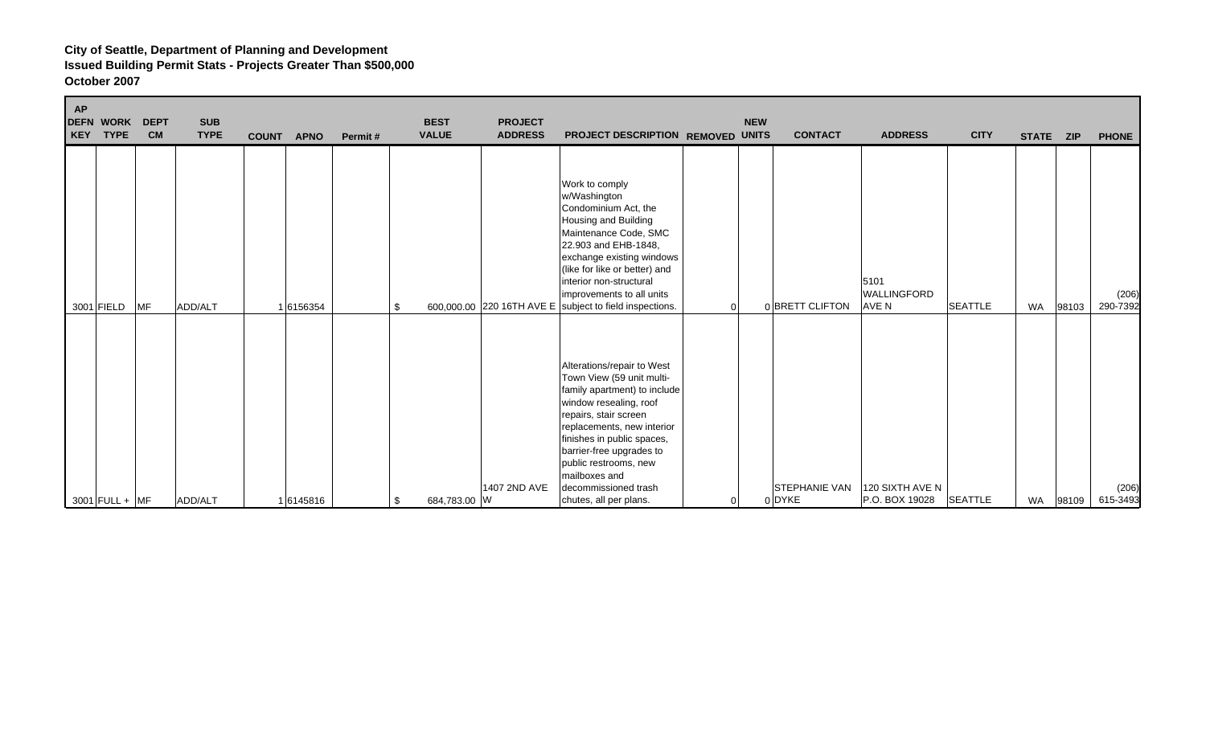**City of Seattle, Department of Planning and Development**
**Issued Building Permit Stats - Projects Greater Than $500,000**
**October 2007**

| AP DEFN KEY | WORK TYPE | DEPT CM | SUB TYPE | COUNT | APNO | Permit # | BEST VALUE | PROJECT ADDRESS | PROJECT DESCRIPTION | REMOVED | NEW UNITS | CONTACT | ADDRESS | CITY | STATE | ZIP | PHONE |
|---|---|---|---|---|---|---|---|---|---|---|---|---|---|---|---|---|---|
| 3001 | FIELD | MF | ADD/ALT | 1 | 6156354 | | $ 600,000.00 | 220 16TH AVE E | Work to comply w/Washington Condominium Act, the Housing and Building Maintenance Code, SMC 22.903 and EHB-1848, exchange existing windows (like for like or better) and interior non-structural improvements to all units subject to field inspections. | 0 | 0 | BRETT CLIFTON | 5101 WALLINGFORD AVE N | SEATTLE | WA | 98103 | (206) 290-7392 |
| 3001 | FULL + | MF | ADD/ALT | 1 | 6145816 | | $ 684,783.00 | 1407 2ND AVE W | Alterations/repair to West Town View (59 unit multi-family apartment) to include window resealing, roof repairs, stair screen replacements, new interior finishes in public spaces, barrier-free upgrades to public restrooms, new mailboxes and decommissioned trash chutes, all per plans. | 0 | 0 | STEPHANIE VAN DYKE | 120 SIXTH AVE N P.O. BOX 19028 | SEATTLE | WA | 98109 | (206) 615-3493 |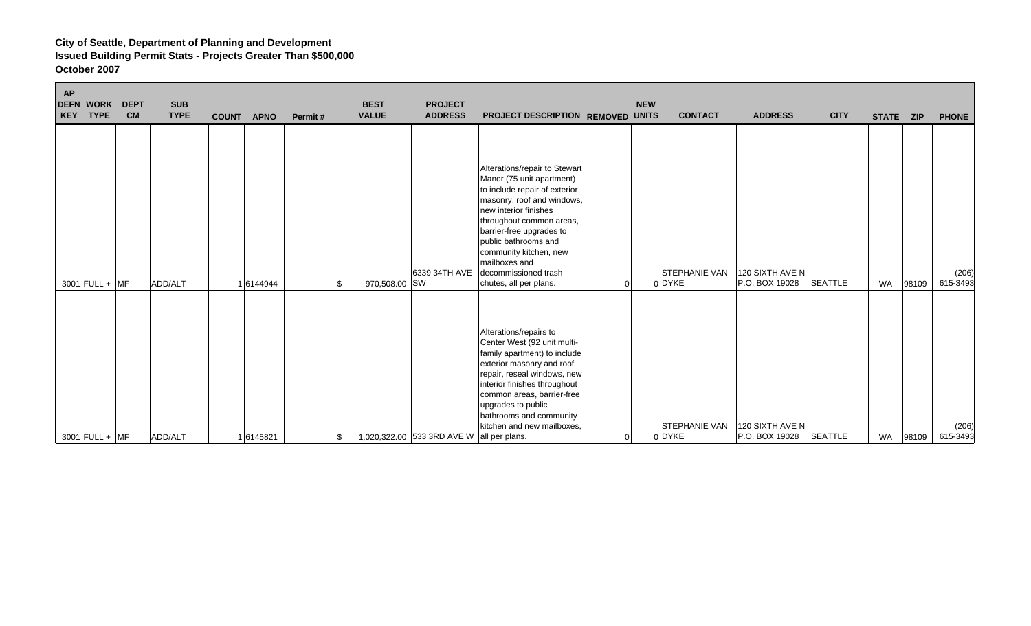**City of Seattle, Department of Planning and Development**
**Issued Building Permit Stats - Projects Greater Than $500,000**
**October 2007**

| AP DEFN KEY | WORK TYPE | DEPT CM | SUB TYPE | COUNT | APNO | Permit # | BEST VALUE | PROJECT ADDRESS | PROJECT DESCRIPTION | REMOVED | NEW UNITS | CONTACT | ADDRESS | CITY | STATE | ZIP | PHONE |
|---|---|---|---|---|---|---|---|---|---|---|---|---|---|---|---|---|---|
| 3001 | FULL + | MF | ADD/ALT | 1 | 6144944 | | $ 970,508.00 | 6339 34TH AVE SW | Alterations/repair to Stewart Manor (75 unit apartment) to include repair of exterior masonry, roof and windows, new interior finishes throughout common areas, barrier-free upgrades to public bathrooms and community kitchen, new mailboxes and decommissioned trash chutes, all per plans. | 0 | 0 | STEPHANIE VAN DYKE | 120 SIXTH AVE N P.O. BOX 19028 | SEATTLE | WA | 98109 | (206) 615-3493 |
| 3001 | FULL + | MF | ADD/ALT | 1 | 6145821 | | $ 1,020,322.00 | 533 3RD AVE W | Alterations/repairs to Center West (92 unit multi-family apartment) to include exterior masonry and roof repair, reseal windows, new interior finishes throughout common areas, barrier-free upgrades to public bathrooms and community kitchen and new mailboxes, all per plans. | 0 | 0 | STEPHANIE VAN DYKE | 120 SIXTH AVE N P.O. BOX 19028 | SEATTLE | WA | 98109 | (206) 615-3493 |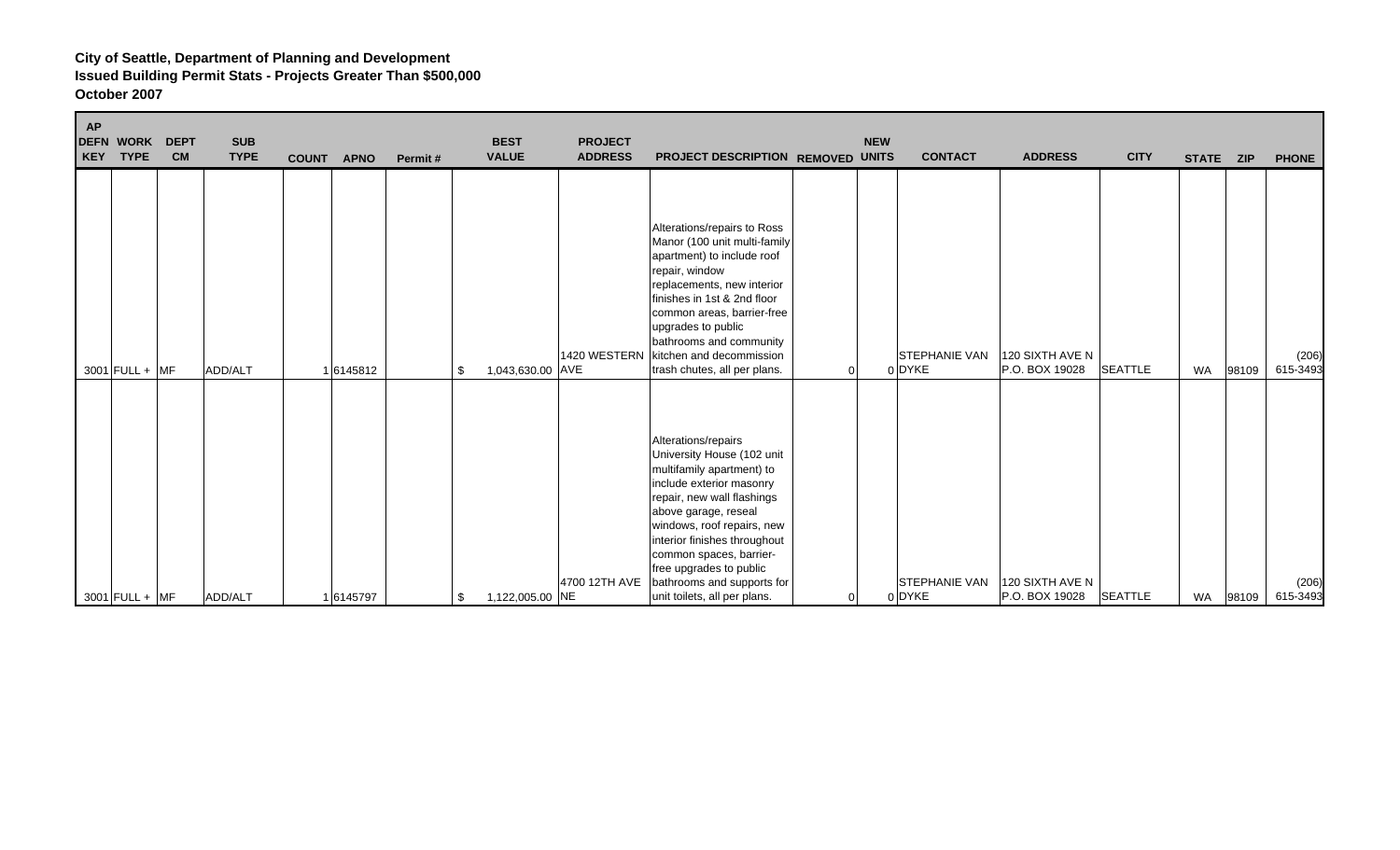**City of Seattle, Department of Planning and Development**
**Issued Building Permit Stats - Projects Greater Than $500,000**
**October 2007**

| AP DEFN KEY | WORK TYPE | DEPT CM | SUB TYPE | COUNT | APNO | Permit # | BEST VALUE | PROJECT ADDRESS | PROJECT DESCRIPTION | REMOVED | NEW UNITS | CONTACT | ADDRESS | CITY | STATE | ZIP | PHONE |
|---|---|---|---|---|---|---|---|---|---|---|---|---|---|---|---|---|---|
| 3001 | FULL + | MF | ADD/ALT | 1 | 6145812 | | $ 1,043,630.00 | 1420 WESTERN AVE | Alterations/repairs to Ross Manor (100 unit multi-family apartment) to include roof repair, window replacements, new interior finishes in 1st & 2nd floor common areas, barrier-free upgrades to public bathrooms and community kitchen and decommission trash chutes, all per plans. | 0 | 0 | STEPHANIE VAN DYKE | 120 SIXTH AVE N P.O. BOX 19028 | SEATTLE | WA | 98109 | (206) 615-3493 |
| 3001 | FULL + | MF | ADD/ALT | 1 | 6145797 | | $ 1,122,005.00 | 4700 12TH AVE NE | Alterations/repairs University House (102 unit multifamily apartment) to include exterior masonry repair, new wall flashings above garage, reseal windows, roof repairs, new interior finishes throughout common spaces, barrier-free upgrades to public bathrooms and supports for unit toilets, all per plans. | 0 | 0 | STEPHANIE VAN DYKE | 120 SIXTH AVE N P.O. BOX 19028 | SEATTLE | WA | 98109 | (206) 615-3493 |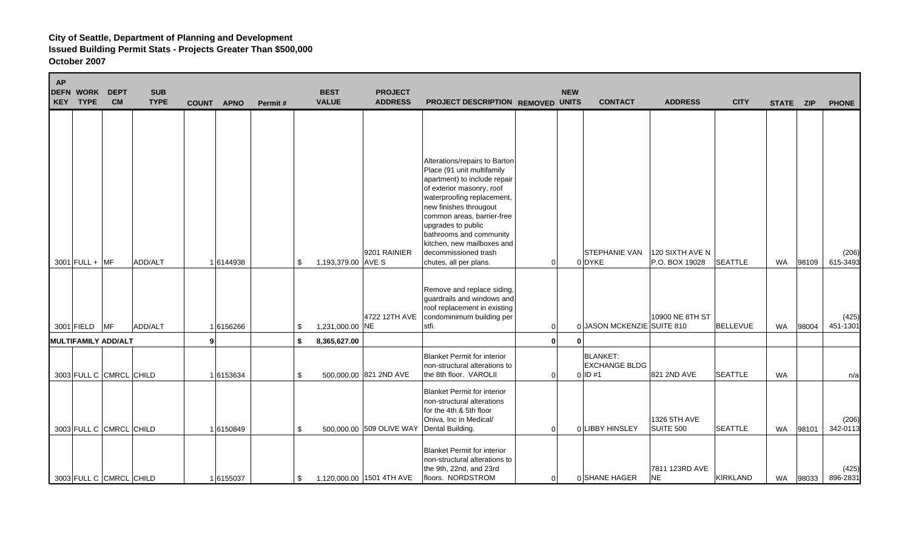**City of Seattle, Department of Planning and Development**
**Issued Building Permit Stats - Projects Greater Than $500,000**
**October 2007**

| AP DEFN KEY | WORK TYPE | DEPT CM | SUB TYPE | COUNT | APNO | Permit # | BEST VALUE | PROJECT ADDRESS | PROJECT DESCRIPTION | REMOVED | NEW UNITS | CONTACT | ADDRESS | CITY | STATE | ZIP | PHONE |
|---|---|---|---|---|---|---|---|---|---|---|---|---|---|---|---|---|---|
| 3001 | FULL + | MF | ADD/ALT | 1 | 6144938 | | $ 1,193,379.00 | 9201 RAINIER AVE S | Alterations/repairs to Barton Place (91 unit multifamily apartment) to include repair of exterior masonry, roof waterproofing replacement, new finishes througout common areas, barrier-free upgrades to public bathrooms and community kitchen, new mailboxes and decommissioned trash chutes, all per plans. | 0 | 0 | STEPHANIE VAN DYKE | 120 SIXTH AVE N P.O. BOX 19028 | SEATTLE | WA | 98109 | (206) 615-3493 |
| 3001 | FIELD | MF | ADD/ALT | 1 | 6156266 | | $ 1,231,000.00 | 4722 12TH AVE NE | Remove and replace siding, guardrails and windows and roof replacement in existing condominimum building per stfi. | 0 | 0 | JASON MCKENZIE | 10900 NE 8TH ST SUITE 810 | BELLEVUE | WA | 98004 | (425) 451-1301 |
| **MULTIFAMILY ADD/ALT** | | | | **9** | | | **$ 8,365,627.00** | | | **0** | **0** | | | | | | |
| 3003 | FULL C | CMRCL | CHILD | 1 | 6153634 | | $ 500,000.00 | 821 2ND AVE | Blanket Permit for interior non-structural alterations to the 8th floor. VAROLII | 0 | 0 | BLANKET: EXCHANGE BLDG ID #1 | 821 2ND AVE | SEATTLE | WA | | n/a |
| 3003 | FULL C | CMRCL | CHILD | 1 | 6150849 | | $ 500,000.00 | 509 OLIVE WAY | Blanket Permit for interior non-structural alterations for the 4th & 5th floor Oniva, Inc in Medical/ Dental Building. | 0 | 0 | LIBBY HINSLEY | 1326 5TH AVE SUITE 500 | SEATTLE | WA | 98101 | (206) 342-0113 |
| 3003 | FULL C | CMRCL | CHILD | 1 | 6155037 | | $ 1,120,000.00 | 1501 4TH AVE | Blanket Permit for interior non-structural alterations to the 9th, 22nd, and 23rd floors. NORDSTROM | 0 | 0 | SHANE HAGER | 7811 123RD AVE NE | KIRKLAND | WA | 98033 | (425) 896-2831 |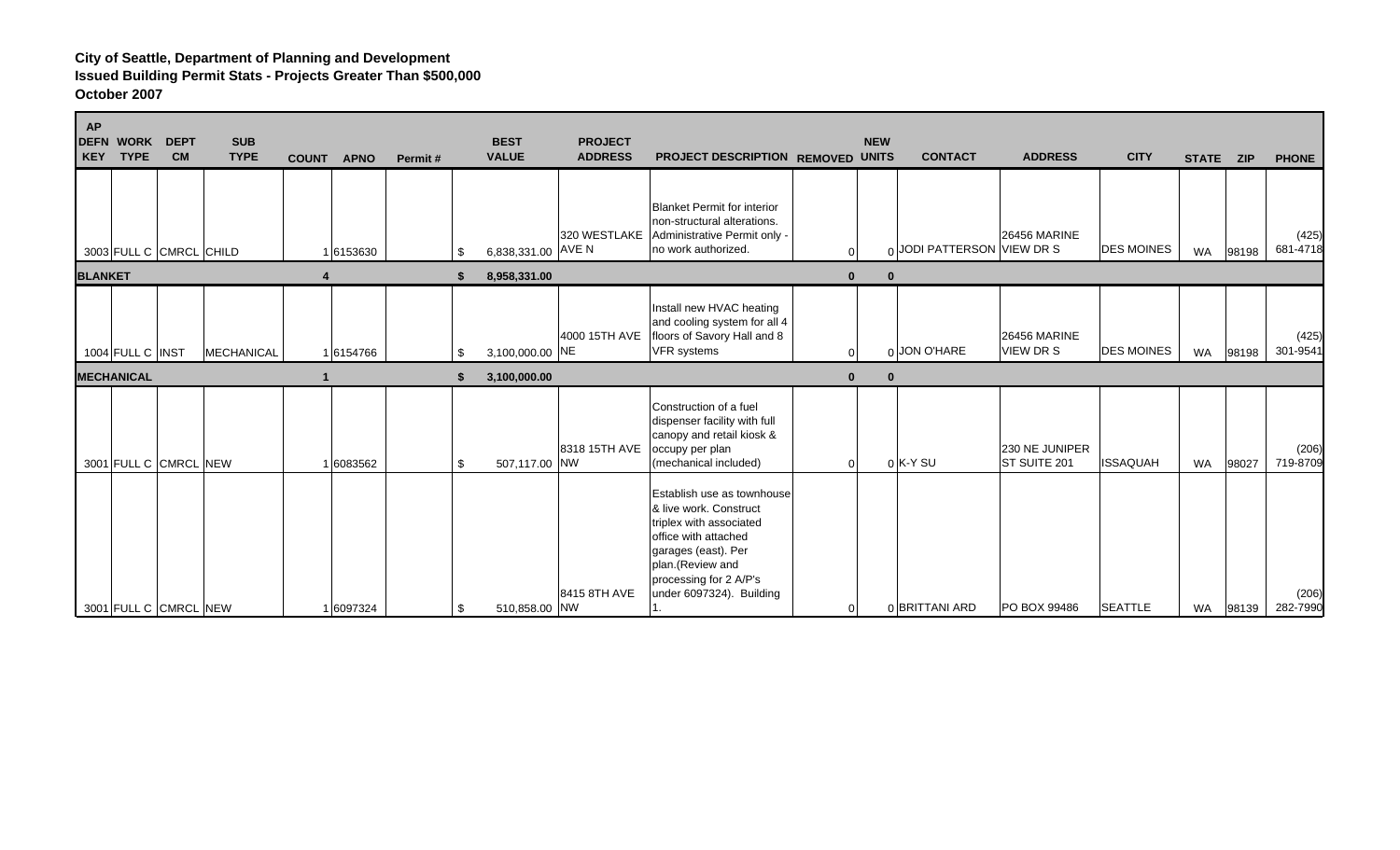**City of Seattle, Department of Planning and Development**
**Issued Building Permit Stats - Projects Greater Than $500,000**
**October 2007**

| AP DEFN KEY | WORK TYPE | DEPT CM | SUB TYPE | COUNT | APNO | Permit # | BEST VALUE | PROJECT ADDRESS | PROJECT DESCRIPTION | REMOVED | NEW UNITS | CONTACT | ADDRESS | CITY | STATE | ZIP | PHONE |
|---|---|---|---|---|---|---|---|---|---|---|---|---|---|---|---|---|---|
| 3003 | FULL C | CMRCL | CHILD | 1 | 6153630 | | $ 6,838,331.00 | 320 WESTLAKE AVE N | Blanket Permit for interior non-structural alterations. Administrative Permit only - no work authorized. | 0 | 0 | JODI PATTERSON | 26456 MARINE VIEW DR S | DES MOINES | WA | 98198 | (425) 681-4718 |
| **BLANKET** | | | | **4** | | | **$ 8,958,331.00** | | | **0** | **0** | | | | | | |
| 1004 | FULL C | INST | MECHANICAL | 1 | 6154766 | | $ 3,100,000.00 | 4000 15TH AVE NE | Install new HVAC heating and cooling system for all 4 floors of Savory Hall and 8 VFR systems | 0 | 0 | JON O'HARE | 26456 MARINE VIEW DR S | DES MOINES | WA | 98198 | (425) 301-9541 |
| **MECHANICAL** | | | | **1** | | | **$ 3,100,000.00** | | | **0** | **0** | | | | | | |
| 3001 | FULL C | CMRCL | NEW | 1 | 6083562 | | $ 507,117.00 | 8318 15TH AVE NW | Construction of a fuel dispenser facility with full canopy and retail kiosk & occupy per plan (mechanical included) | 0 | 0 | K-Y SU | 230 NE JUNIPER ST SUITE 201 | ISSAQUAH | WA | 98027 | (206) 719-8709 |
| 3001 | FULL C | CMRCL | NEW | 1 | 6097324 | | $ 510,858.00 | 8415 8TH AVE NW | Establish use as townhouse & live work. Construct triplex with associated office with attached garages (east). Per plan.(Review and processing for 2 A/P's under 6097324). Building 1. | 0 | 0 | BRITTANI ARD | PO BOX 99486 | SEATTLE | WA | 98139 | (206) 282-7990 |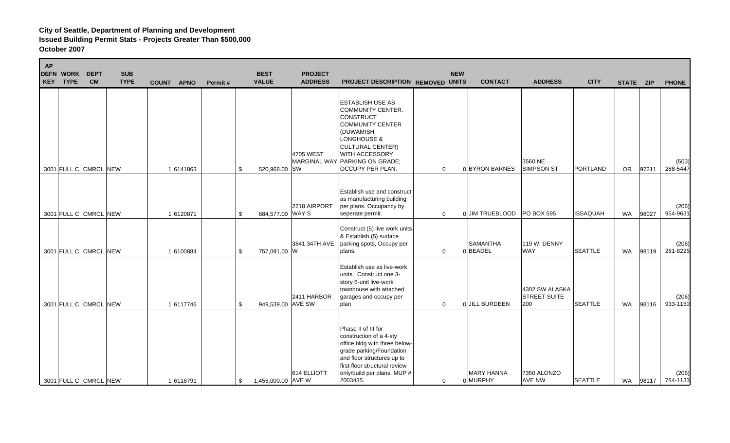**City of Seattle, Department of Planning and Development**
**Issued Building Permit Stats - Projects Greater Than $500,000**
**October 2007**

| AP DEFN KEY | WORK TYPE | DEPT CM | SUB TYPE | COUNT | APNO | Permit # | BEST VALUE | PROJECT ADDRESS | PROJECT DESCRIPTION | REMOVED | NEW UNITS | CONTACT | ADDRESS | CITY | STATE | ZIP | PHONE |
|---|---|---|---|---|---|---|---|---|---|---|---|---|---|---|---|---|---|
| 3001 | FULL C | CMRCL | NEW | 1 | 6141863 | | $ 520,968.00 | 4705 WEST MARGINAL WAY SW | ESTABLISH USE AS COMMUNITY CENTER. CONSTRUCT COMMUNITY CENTER (DUWAMISH LONGHOUSE & CULTURAL CENTER) WITH ACCESSORY PARKING ON GRADE; OCCUPY PER PLAN. | 0 | 0 | BYRON BARNES | 3560 NE SIMPSON ST | PORTLAND | OR | 97211 | (503) 288-5447 |
| 3001 | FULL C | CMRCL | NEW | 1 | 6120871 | | $ 684,577.00 | 2218 AIRPORT WAY S | Establish use and construct as manufacturing building per plans. Occupancy by seperate permit. | 0 | 0 | JIM TRUEBLOOD | PO BOX 595 | ISSAQUAH | WA | 98027 | (206) 954-9631 |
| 3001 | FULL C | CMRCL | NEW | 1 | 6100884 | | $ 757,091.00 | 3841 34TH AVE W | Construct (5) live work units & Establish (5) surface parking spots, Occupy per plans. | 0 | 0 | SAMANTHA BEADEL | 119 W. DENNY WAY | SEATTLE | WA | 98119 | (206) 281-8225 |
| 3001 | FULL C | CMRCL | NEW | 1 | 6117746 | | $ 949,539.00 | 2411 HARBOR AVE SW | Establish use as live-work units. Construct one 3-story 6-unit live-work townhouse with attached garages and occupy per plan | 0 | 0 | JILL BURDEEN | 4302 SW ALASKA STREET SUITE 200 | SEATTLE | WA | 98116 | (206) 933-1150 |
| 3001 | FULL C | CMRCL | NEW | 1 | 6118791 | | $ 1,455,000.00 | 614 ELLIOTT AVE W | Phase II of III for construction of a 4-sty office bldg with three below-grade parking/Foundation and floor structures up to first floor structural review only/build per plans. MUP # 2003435. | 0 | 0 | MARY HANNA MURPHY | 7350 ALONZO AVE NW | SEATTLE | WA | 98117 | (206) 784-1133 |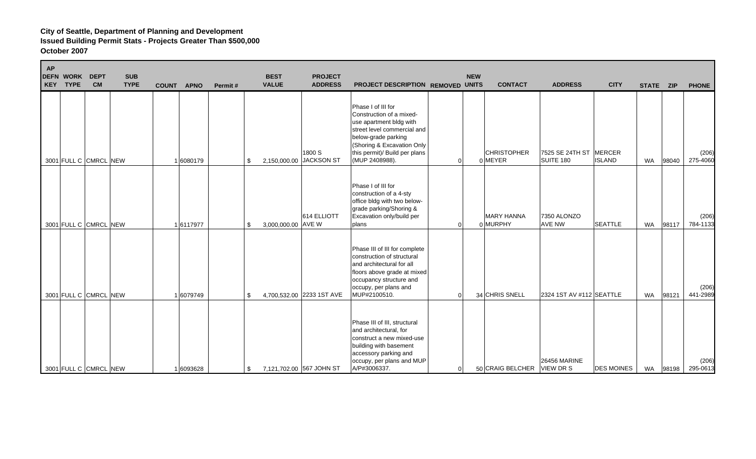**City of Seattle, Department of Planning and Development**
**Issued Building Permit Stats - Projects Greater Than $500,000**
**October 2007**

| AP DEFN KEY | WORK TYPE | DEPT CM | SUB TYPE | COUNT | APNO | Permit # | BEST VALUE | PROJECT ADDRESS | PROJECT DESCRIPTION | REMOVED | NEW UNITS | CONTACT | ADDRESS | CITY | STATE | ZIP | PHONE |
|---|---|---|---|---|---|---|---|---|---|---|---|---|---|---|---|---|---|
| 3001 | FULL C | CMRCL | NEW | 1 | 6080179 | | $ 2,150,000.00 | 1800 S JACKSON ST | Phase I of III for Construction of a mixed-use apartment bldg with street level commercial and below-grade parking (Shoring & Excavation Only this permit)/ Build per plans (MUP 2408988). | 0 | 0 | CHRISTOPHER MEYER | 7525 SE 24TH ST SUITE 180 | MERCER ISLAND | WA | 98040 | (206) 275-4060 |
| 3001 | FULL C | CMRCL | NEW | 1 | 6117977 | | $ 3,000,000.00 | 614 ELLIOTT AVE W | Phase I of III for construction of a 4-sty office bldg with two below-grade parking/Shoring & Excavation only/build per plans | 0 | 0 | MARY HANNA MURPHY | 7350 ALONZO AVE NW | SEATTLE | WA | 98117 | (206) 784-1133 |
| 3001 | FULL C | CMRCL | NEW | 1 | 6079749 | | $ 4,700,532.00 | 2233 1ST AVE | Phase III of III for complete construction of structural and architectural for all floors above grade at mixed occupancy structure and occupy, per plans and MUP#2100510. | 0 | 34 | CHRIS SNELL | 2324 1ST AV #112 | SEATTLE | WA | 98121 | (206) 441-2989 |
| 3001 | FULL C | CMRCL | NEW | 1 | 6093628 | | $ 7,121,702.00 | 567 JOHN ST | Phase III of III, structural and architectural, for construct a new mixed-use building with basement accessory parking and occupy, per plans and MUP A/P#3006337. | 0 | 50 | CRAIG BELCHER | 26456 MARINE VIEW DR S | DES MOINES | WA | 98198 | (206) 295-0613 |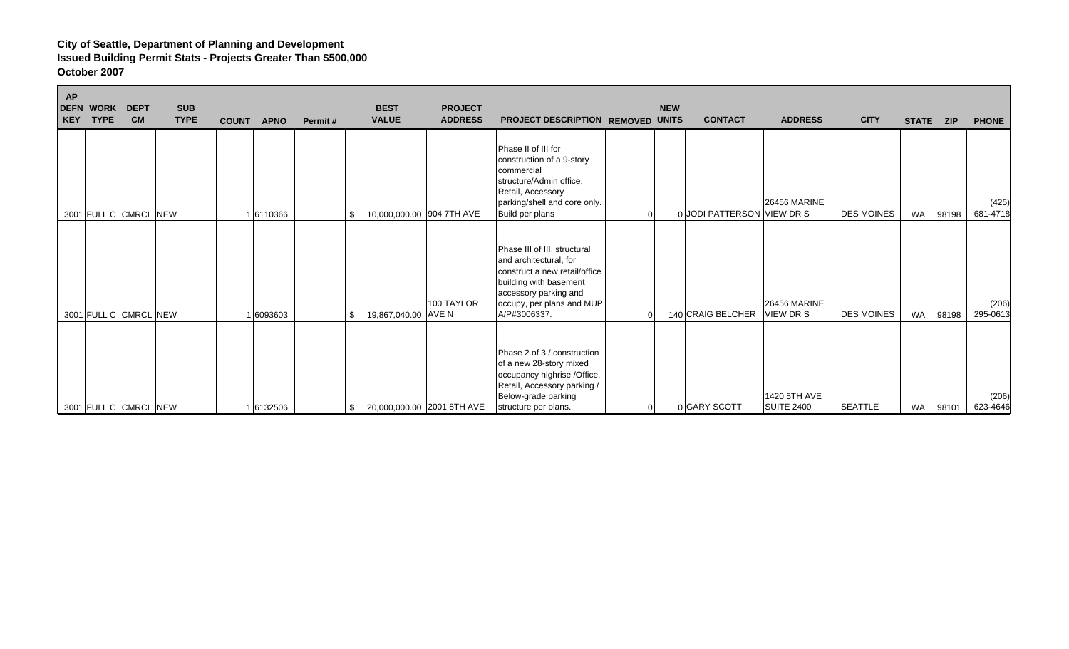**City of Seattle, Department of Planning and Development**
**Issued Building Permit Stats - Projects Greater Than $500,000**
**October 2007**

| AP DEFN KEY | WORK TYPE | DEPT CM | SUB TYPE | COUNT | APNO | Permit # | BEST VALUE | PROJECT ADDRESS | PROJECT DESCRIPTION | REMOVED | NEW UNITS | CONTACT | ADDRESS | CITY | STATE | ZIP | PHONE |
|---|---|---|---|---|---|---|---|---|---|---|---|---|---|---|---|---|---|
| 3001 | FULL C | CMRCL | NEW | 1 | 6110366 | | $ 10,000,000.00 | 904 7TH AVE | Phase II of III for construction of a 9-story commercial structure/Admin office, Retail, Accessory parking/shell and core only. Build per plans | 0 | 0 | JODI PATTERSON | 26456 MARINE VIEW DR S | DES MOINES | WA | 98198 | (425) 681-4718 |
| 3001 | FULL C | CMRCL | NEW | 1 | 6093603 | | $ 19,867,040.00 | 100 TAYLOR AVE N | Phase III of III, structural and architectural, for construct a new retail/office building with basement accessory parking and occupy, per plans and MUP A/P#3006337. | 0 | 140 | CRAIG BELCHER | 26456 MARINE VIEW DR S | DES MOINES | WA | 98198 | (206) 295-0613 |
| 3001 | FULL C | CMRCL | NEW | 1 | 6132506 | | $ 20,000,000.00 | 2001 8TH AVE | Phase 2 of 3 / construction of a new 28-story mixed occupancy highrise /Office, Retail, Accessory parking / Below-grade parking structure per plans. | 0 | 0 | GARY SCOTT | 1420 5TH AVE SUITE 2400 | SEATTLE | WA | 98101 | (206) 623-4646 |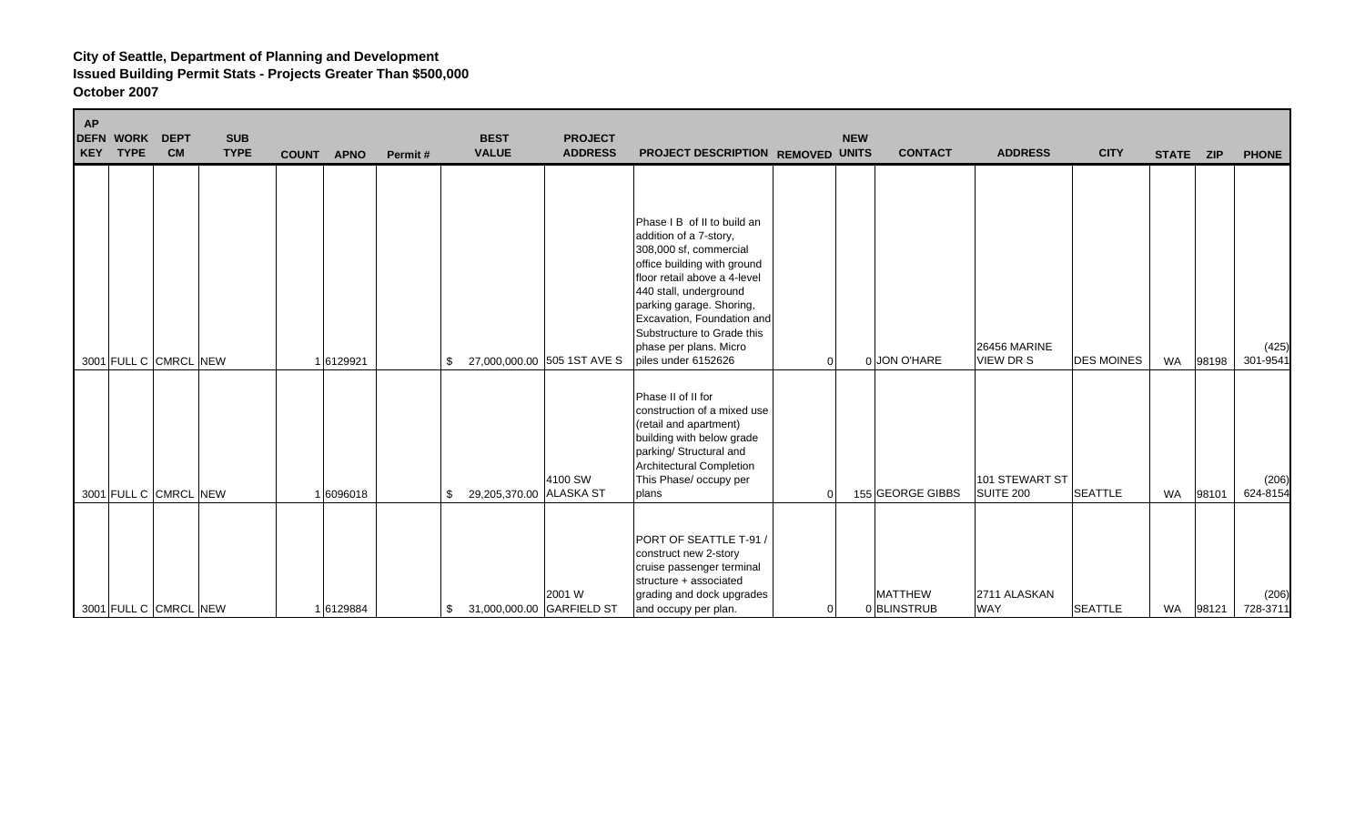**City of Seattle, Department of Planning and Development**
**Issued Building Permit Stats - Projects Greater Than $500,000**
**October 2007**

| AP DEFN KEY | WORK TYPE | DEPT CM | SUB TYPE | COUNT | APNO | Permit # | BEST VALUE | PROJECT ADDRESS | PROJECT DESCRIPTION | REMOVED | NEW UNITS | CONTACT | ADDRESS | CITY | STATE | ZIP | PHONE |
|---|---|---|---|---|---|---|---|---|---|---|---|---|---|---|---|---|---|
| 3001 | FULL C | CMRCL | NEW | 1 | 6129921 | | $ 27,000,000.00 | 505 1ST AVE S | Phase I B of II to build an addition of a 7-story, 308,000 sf, commercial office building with ground floor retail above a 4-level 440 stall, underground parking garage. Shoring, Excavation, Foundation and Substructure to Grade this phase per plans. Micro piles under 6152626 | 0 | 0 | JON O'HARE | 26456 MARINE VIEW DR S | DES MOINES | WA | 98198 | (425) 301-9541 |
| 3001 | FULL C | CMRCL | NEW | 1 | 6096018 | | $ 29,205,370.00 | 4100 SW ALASKA ST | Phase II of II for construction of a mixed use (retail and apartment) building with below grade parking/ Structural and Architectural Completion This Phase/ occupy per plans | 0 | 155 | GEORGE GIBBS | 101 STEWART ST SUITE 200 | SEATTLE | WA | 98101 | (206) 624-8154 |
| 3001 | FULL C | CMRCL | NEW | 1 | 6129884 | | $ 31,000,000.00 | 2001 W GARFIELD ST | PORT OF SEATTLE T-91 / construct new 2-story cruise passenger terminal structure + associated grading and dock upgrades and occupy per plan. | 0 | 0 | MATTHEW BLINSTRUB | 2711 ALASKAN WAY | SEATTLE | WA | 98121 | (206) 728-3711 |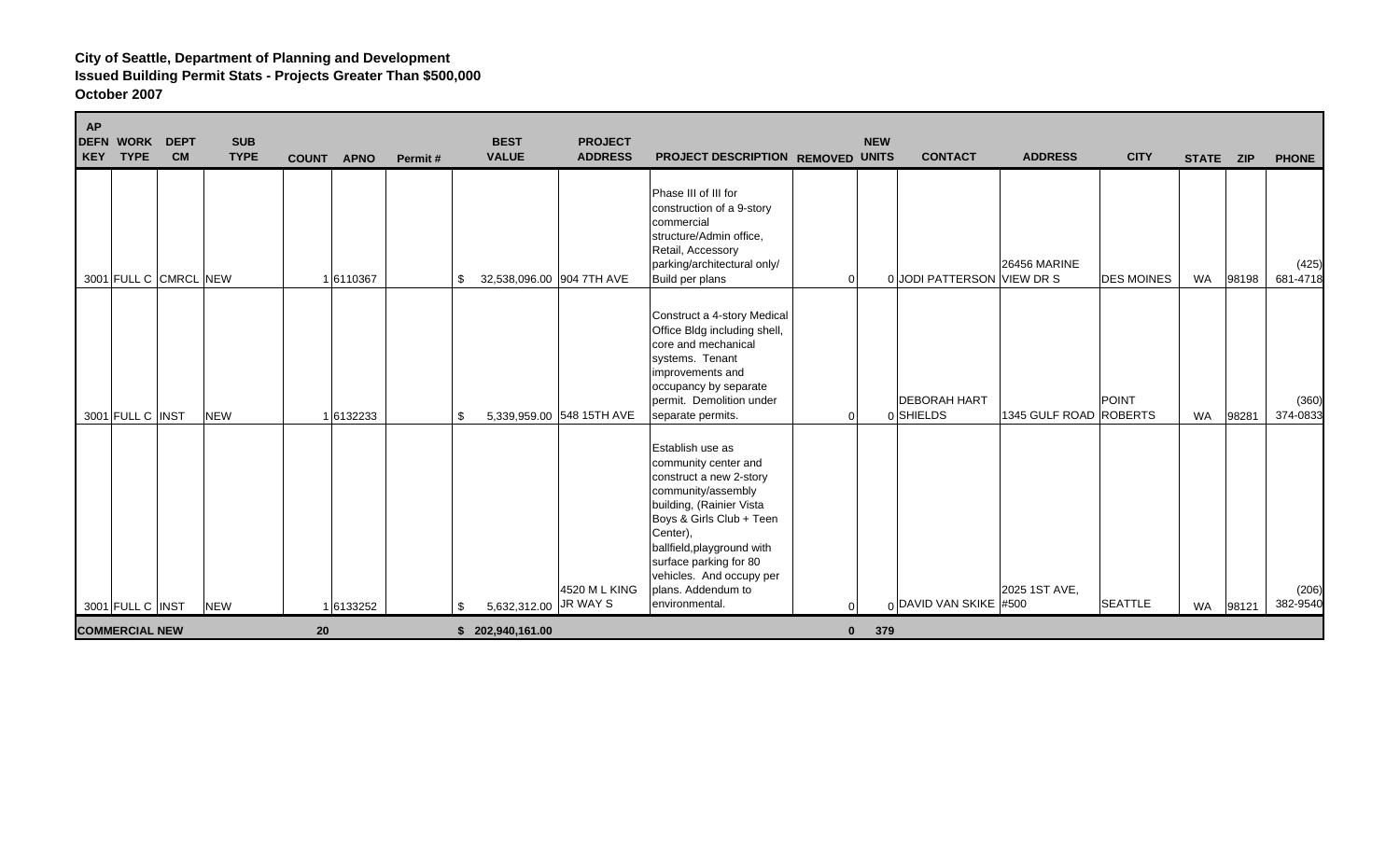**City of Seattle, Department of Planning and Development**
**Issued Building Permit Stats - Projects Greater Than $500,000**
**October 2007**

| AP DEFN KEY | WORK TYPE | DEPT CM | SUB TYPE | COUNT | APNO | Permit # | BEST VALUE | PROJECT ADDRESS | PROJECT DESCRIPTION | REMOVED | NEW UNITS | CONTACT | ADDRESS | CITY | STATE | ZIP | PHONE |
|---|---|---|---|---|---|---|---|---|---|---|---|---|---|---|---|---|---|
| 3001 | FULL C | CMRCL | NEW | 1 | 6110367 | | $ 32,538,096.00 | 904 7TH AVE | Phase III of III for construction of a 9-story commercial structure/Admin office, Retail, Accessory parking/architectural only/ Build per plans | 0 | 0 | JODI PATTERSON | 26456 MARINE VIEW DR S | DES MOINES | WA | 98198 | (425) 681-4718 |
| 3001 | FULL C | INST | NEW | 1 | 6132233 | | $ 5,339,959.00 | 548 15TH AVE | Construct a 4-story Medical Office Bldg including shell, core and mechanical systems. Tenant improvements and occupancy by separate permit. Demolition under separate permits. | 0 | 0 | DEBORAH HART SHIELDS | 1345 GULF ROAD | POINT ROBERTS | WA | 98281 | (360) 374-0833 |
| 3001 | FULL C | INST | NEW | 1 | 6133252 | | $ 5,632,312.00 | 4520 M L KING JR WAY S | Establish use as community center and construct a new 2-story community/assembly building, (Rainier Vista Boys & Girls Club + Teen Center), ballfield,playground with surface parking for 80 vehicles. And occupy per plans. Addendum to environmental. | 0 | 0 | DAVID VAN SKIKE | 2025 1ST AVE, #500 | SEATTLE | WA | 98121 | (206) 382-9540 |
| **COMMERCIAL NEW** | | | | **20** | | | **$ 202,940,161.00** | | | **0** | **379** | | | | | | |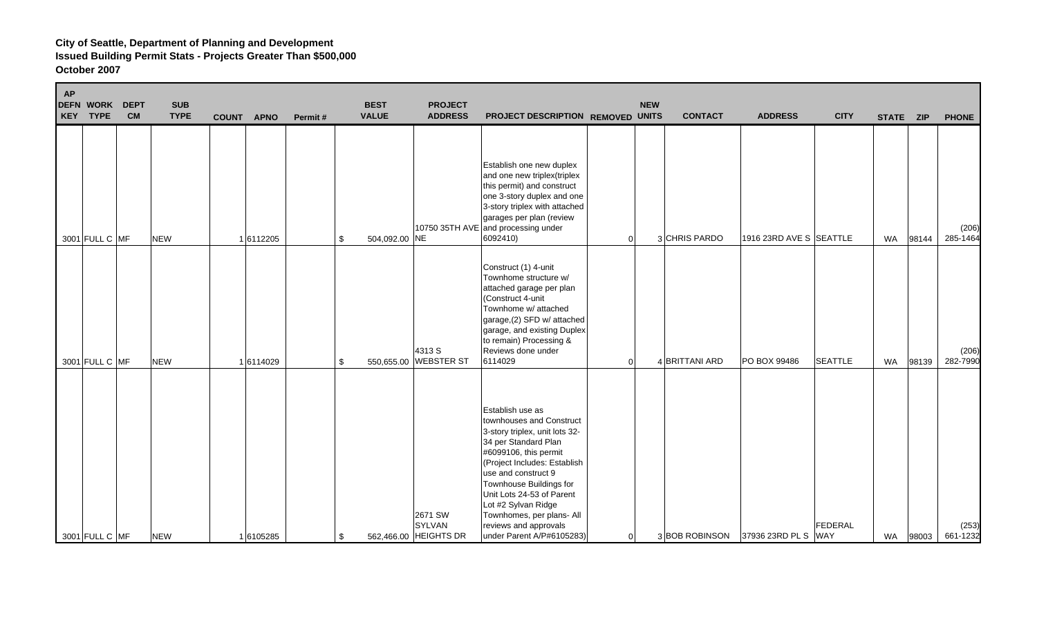**City of Seattle, Department of Planning and Development**
**Issued Building Permit Stats - Projects Greater Than $500,000**
**October 2007**

| AP DEFN KEY | WORK TYPE | DEPT CM | SUB TYPE | COUNT | APNO | Permit # | BEST VALUE | PROJECT ADDRESS | PROJECT DESCRIPTION | REMOVED | NEW UNITS | CONTACT | ADDRESS | CITY | STATE | ZIP | PHONE |
|---|---|---|---|---|---|---|---|---|---|---|---|---|---|---|---|---|---|
| 3001 | FULL C | MF | NEW | 1 | 6112205 | | $ 504,092.00 | 10750 35TH AVE NE | Establish one new duplex and one new triplex(triplex this permit) and construct one 3-story duplex and one 3-story triplex with attached garages per plan (review and processing under 6092410) | 0 | 3 | CHRIS PARDO | 1916 23RD AVE S | SEATTLE | WA | 98144 | (206) 285-1464 |
| 3001 | FULL C | MF | NEW | 1 | 6114029 | | $ 550,655.00 | 4313 S WEBSTER ST | Construct (1) 4-unit Townhome structure w/ attached garage per plan (Construct 4-unit Townhome w/ attached garage,(2) SFD w/ attached garage, and existing Duplex to remain) Processing & Reviews done under 6114029 | 0 | 4 | BRITTANI ARD | PO BOX 99486 | SEATTLE | WA | 98139 | (206) 282-7990 |
| 3001 | FULL C | MF | NEW | 1 | 6105285 | | $ 562,466.00 | 2671 SW SYLVAN HEIGHTS DR | Establish use as townhouses and Construct 3-story triplex, unit lots 32-34 per Standard Plan #6099106, this permit (Project Includes: Establish use and construct 9 Townhouse Buildings for Unit Lots 24-53 of Parent Lot #2 Sylvan Ridge Townhomes, per plans- All reviews and approvals under Parent A/P#6105283) | 0 | 3 | BOB ROBINSON | 37936 23RD PL S | FEDERAL WAY | WA | 98003 | (253) 661-1232 |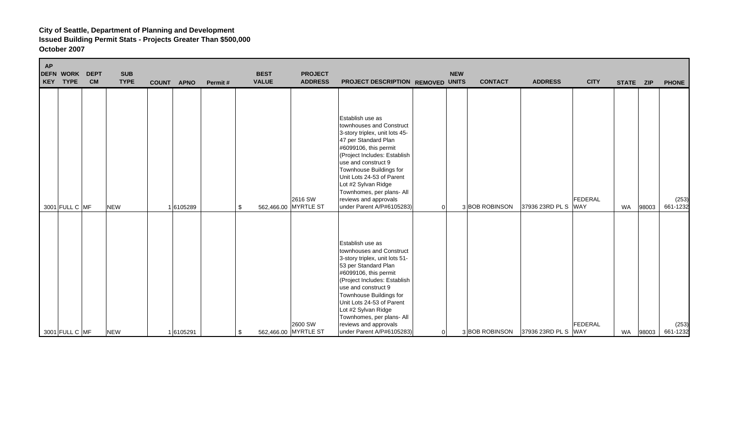**City of Seattle, Department of Planning and Development**
**Issued Building Permit Stats - Projects Greater Than $500,000**
**October 2007**

| AP DEFN KEY | WORK TYPE | DEPT CM | SUB TYPE | COUNT | APNO | Permit # | BEST VALUE | PROJECT ADDRESS | PROJECT DESCRIPTION | REMOVED | NEW UNITS | CONTACT | ADDRESS | CITY | STATE | ZIP | PHONE |
|---|---|---|---|---|---|---|---|---|---|---|---|---|---|---|---|---|---|
| 3001 | FULL C | MF | NEW | 1 | 6105289 | | $ 562,466.00 | 2616 SW MYRTLE ST | Establish use as townhouses and Construct 3-story triplex, unit lots 45-47 per Standard Plan #6099106, this permit (Project Includes: Establish use and construct 9 Townhouse Buildings for Unit Lots 24-53 of Parent Lot #2 Sylvan Ridge Townhomes, per plans- All reviews and approvals under Parent A/P#6105283) | 0 | 3 | BOB ROBINSON | 37936 23RD PL S | FEDERAL WAY | WA | 98003 | (253) 661-1232 |
| 3001 | FULL C | MF | NEW | 1 | 6105291 | | $ 562,466.00 | 2600 SW MYRTLE ST | Establish use as townhouses and Construct 3-story triplex, unit lots 51-53 per Standard Plan #6099106, this permit (Project Includes: Establish use and construct 9 Townhouse Buildings for Unit Lots 24-53 of Parent Lot #2 Sylvan Ridge Townhomes, per plans- All reviews and approvals under Parent A/P#6105283) | 0 | 3 | BOB ROBINSON | 37936 23RD PL S | FEDERAL WAY | WA | 98003 | (253) 661-1232 |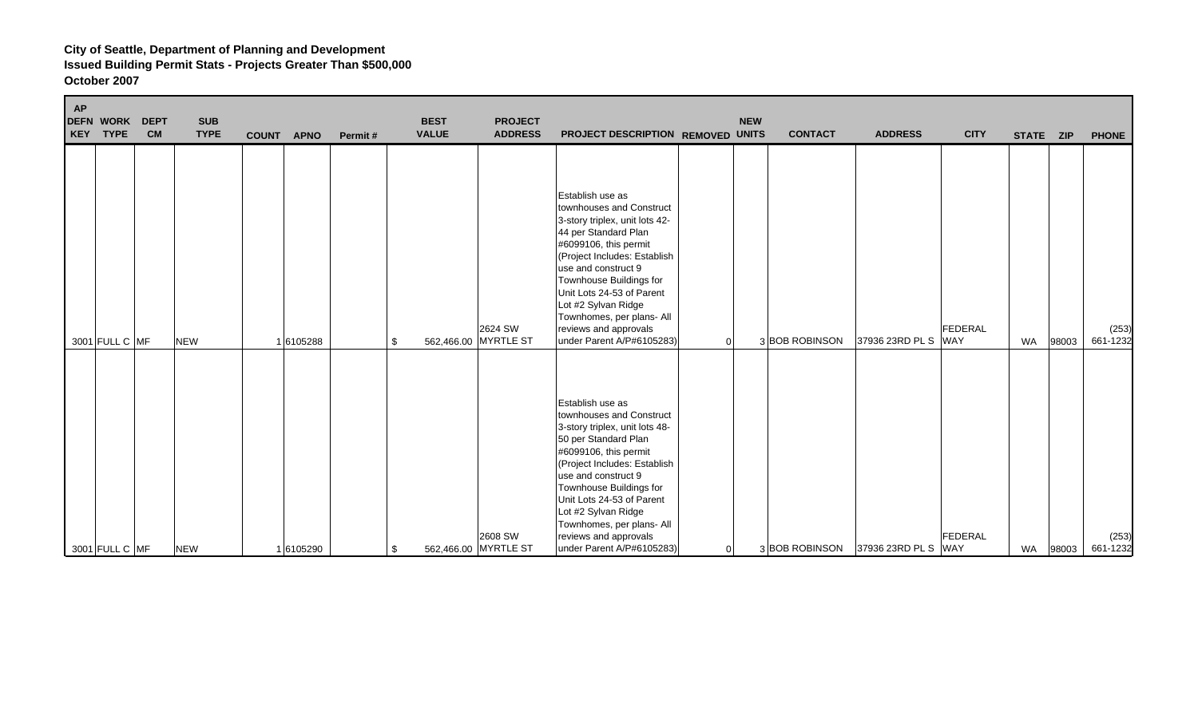**City of Seattle, Department of Planning and Development**
**Issued Building Permit Stats - Projects Greater Than $500,000**
**October 2007**

| AP DEFN KEY | WORK TYPE | DEPT CM | SUB TYPE | COUNT | APNO | Permit # | BEST VALUE | PROJECT ADDRESS | PROJECT DESCRIPTION | REMOVED | NEW UNITS | CONTACT | ADDRESS | CITY | STATE | ZIP | PHONE |
|---|---|---|---|---|---|---|---|---|---|---|---|---|---|---|---|---|---|
| 3001 | FULL C | MF | NEW | 1 | 6105288 | | $ 562,466.00 | 2624 SW MYRTLE ST | Establish use as townhouses and Construct 3-story triplex, unit lots 42-44 per Standard Plan #6099106, this permit (Project Includes: Establish use and construct 9 Townhouse Buildings for Unit Lots 24-53 of Parent Lot #2 Sylvan Ridge Townhomes, per plans- All reviews and approvals under Parent A/P#6105283) | 0 | 3 | BOB ROBINSON | 37936 23RD PL S | FEDERAL WAY | WA | 98003 | (253) 661-1232 |
| 3001 | FULL C | MF | NEW | 1 | 6105290 | | $ 562,466.00 | 2608 SW MYRTLE ST | Establish use as townhouses and Construct 3-story triplex, unit lots 48-50 per Standard Plan #6099106, this permit (Project Includes: Establish use and construct 9 Townhouse Buildings for Unit Lots 24-53 of Parent Lot #2 Sylvan Ridge Townhomes, per plans- All reviews and approvals under Parent A/P#6105283) | 0 | 3 | BOB ROBINSON | 37936 23RD PL S | FEDERAL WAY | WA | 98003 | (253) 661-1232 |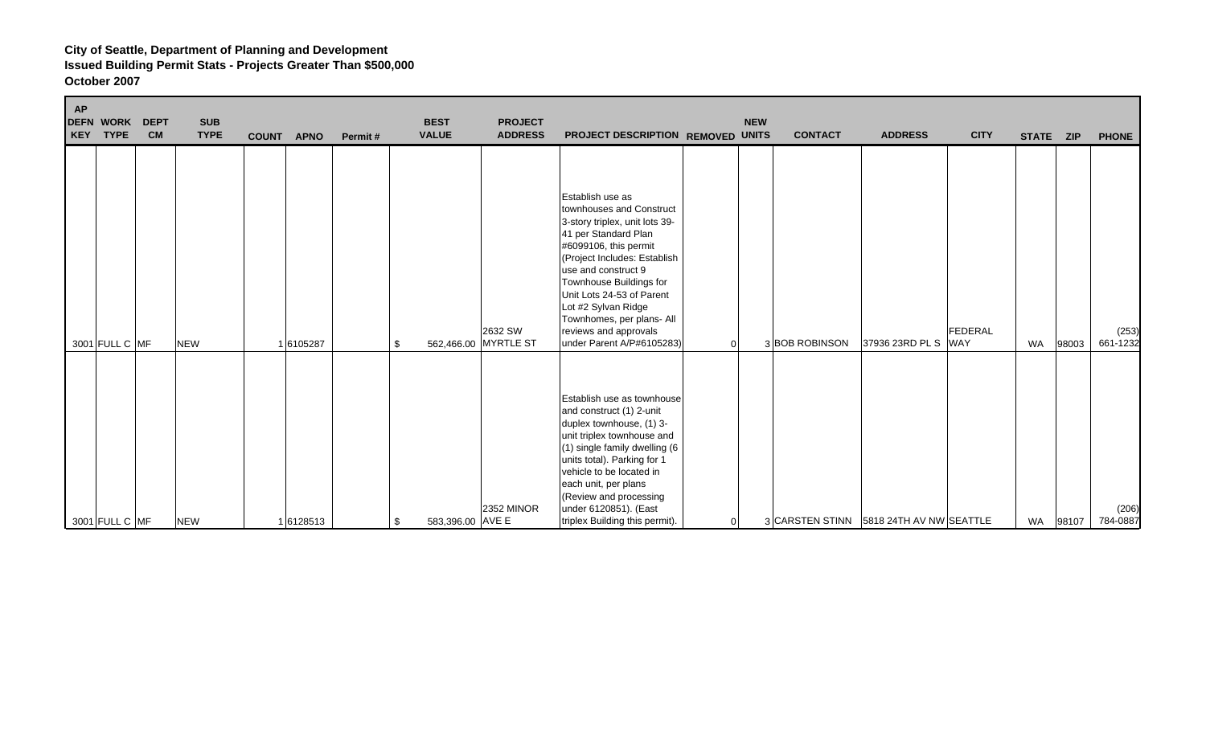**City of Seattle, Department of Planning and Development**
**Issued Building Permit Stats - Projects Greater Than $500,000**
**October 2007**

| AP DEFN KEY | WORK TYPE | DEPT CM | SUB TYPE | COUNT | APNO | Permit # | BEST VALUE | PROJECT ADDRESS | PROJECT DESCRIPTION | REMOVED | NEW UNITS | CONTACT | ADDRESS | CITY | STATE | ZIP | PHONE |
|---|---|---|---|---|---|---|---|---|---|---|---|---|---|---|---|---|---|
| 3001 | FULL C | MF | NEW | 1 | 6105287 | | $ 562,466.00 | 2632 SW MYRTLE ST | Establish use as townhouses and Construct 3-story triplex, unit lots 39-41 per Standard Plan #6099106, this permit (Project Includes: Establish use and construct 9 Townhouse Buildings for Unit Lots 24-53 of Parent Lot #2 Sylvan Ridge Townhomes, per plans- All reviews and approvals under Parent A/P#6105283) | 0 | 3 | BOB ROBINSON | 37936 23RD PL S | FEDERAL WAY | WA | 98003 | (253) 661-1232 |
| 3001 | FULL C | MF | NEW | 1 | 6128513 | | $ 583,396.00 | 2352 MINOR AVE E | Establish use as townhouse and construct (1) 2-unit duplex townhouse, (1) 3-unit triplex townhouse and (1) single family dwelling (6 units total). Parking for 1 vehicle to be located in each unit, per plans (Review and processing under 6120851). (East triplex Building this permit). | 0 | 3 | CARSTEN STINN | 5818 24TH AV NW | SEATTLE | WA | 98107 | (206) 784-0887 |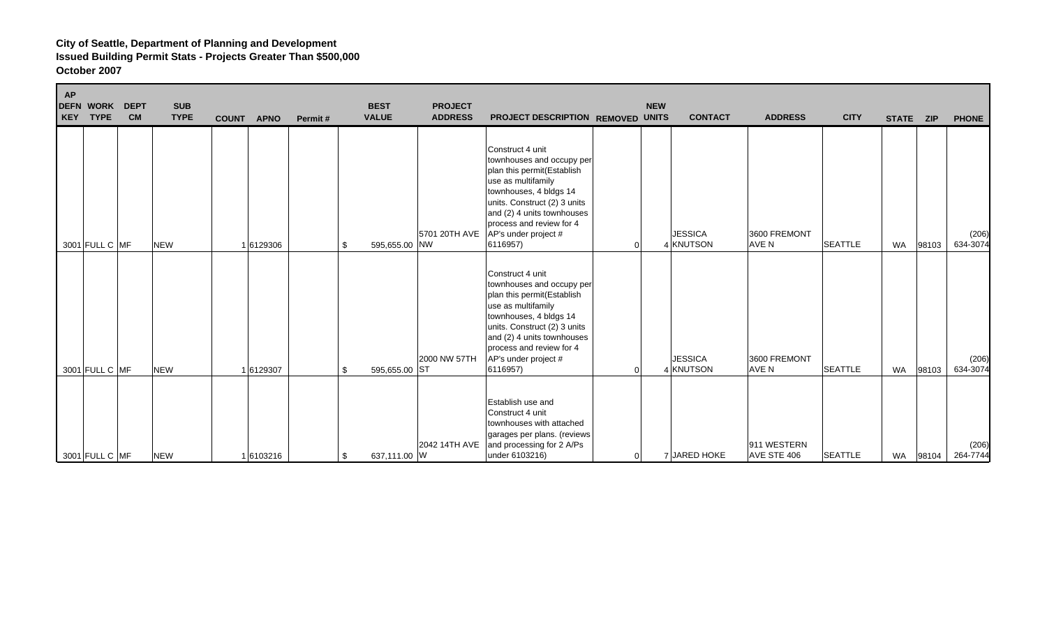**City of Seattle, Department of Planning and Development**
**Issued Building Permit Stats - Projects Greater Than $500,000**
**October 2007**

| AP DEFN KEY | WORK TYPE | DEPT CM | SUB TYPE | COUNT | APNO | Permit # | BEST VALUE | PROJECT ADDRESS | PROJECT DESCRIPTION | REMOVED | NEW UNITS | CONTACT | ADDRESS | CITY | STATE | ZIP | PHONE |
|---|---|---|---|---|---|---|---|---|---|---|---|---|---|---|---|---|---|
| 3001 | FULL C | MF | NEW | 1 | 6129306 | | $ 595,655.00 | 5701 20TH AVE NW | Construct 4 unit townhouses and occupy per plan this permit(Establish use as multifamily townhouses, 4 bldgs 14 units. Construct (2) 3 units and (2) 4 units townhouses process and review for 4 AP's under project # 6116957) | 0 | 4 | JESSICA KNUTSON | 3600 FREMONT AVE N | SEATTLE | WA | 98103 | (206) 634-3074 |
| 3001 | FULL C | MF | NEW | 1 | 6129307 | | $ 595,655.00 | 2000 NW 57TH ST | Construct 4 unit townhouses and occupy per plan this permit(Establish use as multifamily townhouses, 4 bldgs 14 units. Construct (2) 3 units and (2) 4 units townhouses process and review for 4 AP's under project # 6116957) | 0 | 4 | JESSICA KNUTSON | 3600 FREMONT AVE N | SEATTLE | WA | 98103 | (206) 634-3074 |
| 3001 | FULL C | MF | NEW | 1 | 6103216 | | $ 637,111.00 | 2042 14TH AVE W | Establish use and Construct 4 unit townhouses with attached garages per plans. (reviews and processing for 2 A/Ps under 6103216) | 0 | 7 | JARED HOKE | 911 WESTERN AVE STE 406 | SEATTLE | WA | 98104 | (206) 264-7744 |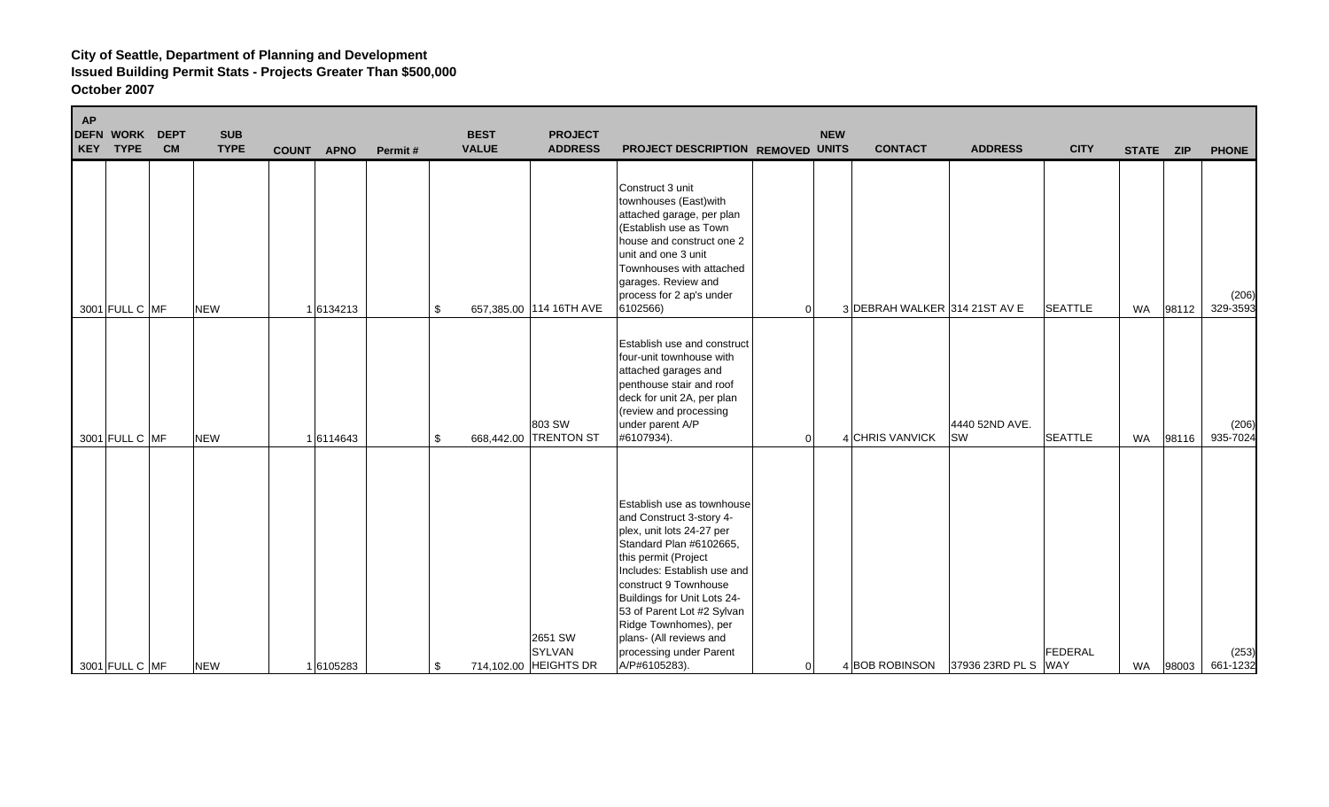**City of Seattle, Department of Planning and Development**
**Issued Building Permit Stats - Projects Greater Than $500,000**
**October 2007**

| AP DEFN KEY | WORK TYPE | DEPT CM | SUB TYPE | COUNT | APNO | Permit # | BEST VALUE | PROJECT ADDRESS | PROJECT DESCRIPTION | REMOVED | NEW UNITS | CONTACT | ADDRESS | CITY | STATE | ZIP | PHONE |
|---|---|---|---|---|---|---|---|---|---|---|---|---|---|---|---|---|---|
| 3001 | FULL C | MF | NEW | 1 | 6134213 | | $ 657,385.00 | 114 16TH AVE | Construct 3 unit townhouses (East)with attached garage, per plan (Establish use as Town house and construct one 2 unit and one 3 unit Townhouses with attached garages. Review and process for 2 ap's under 6102566) | 0 | 3 | DEBRAH WALKER | 314 21ST AV E | SEATTLE | WA | 98112 | (206) 329-3593 |
| 3001 | FULL C | MF | NEW | 1 | 6114643 | | $ 668,442.00 | 803 SW TRENTON ST | Establish use and construct four-unit townhouse with attached garages and penthouse stair and roof deck for unit 2A, per plan (review and processing under parent A/P #6107934). | 0 | 4 | CHRIS VANVICK | 4440 52ND AVE. SW | SEATTLE | WA | 98116 | (206) 935-7024 |
| 3001 | FULL C | MF | NEW | 1 | 6105283 | | $ 714,102.00 | 2651 SW SYLVAN HEIGHTS DR | Establish use as townhouse and Construct 3-story 4-plex, unit lots 24-27 per Standard Plan #6102665, this permit (Project Includes: Establish use and construct 9 Townhouse Buildings for Unit Lots 24-53 of Parent Lot #2 Sylvan Ridge Townhomes), per plans- (All reviews and processing under Parent A/P#6105283). | 0 | 4 | BOB ROBINSON | 37936 23RD PL S | FEDERAL WAY | WA | 98003 | (253) 661-1232 |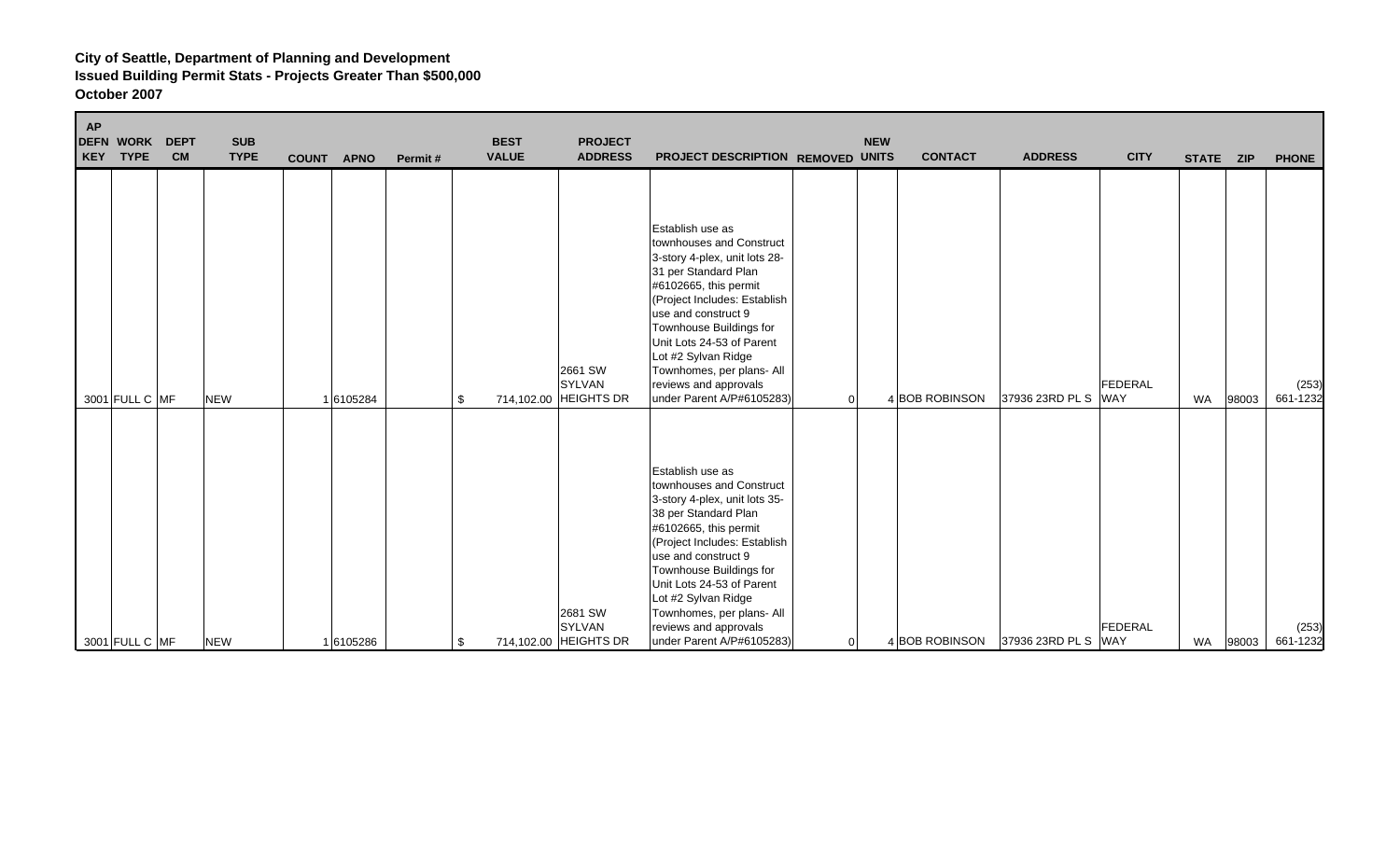**City of Seattle, Department of Planning and Development**
**Issued Building Permit Stats - Projects Greater Than $500,000**
**October 2007**

| AP DEFN KEY | WORK TYPE | DEPT CM | SUB TYPE | COUNT | APNO | Permit # | BEST VALUE | PROJECT ADDRESS | PROJECT DESCRIPTION | REMOVED | NEW UNITS | CONTACT | ADDRESS | CITY | STATE | ZIP | PHONE |
|---|---|---|---|---|---|---|---|---|---|---|---|---|---|---|---|---|---|
| 3001 | FULL C | MF | NEW | 1 | 6105284 | | $ 714,102.00 | 2661 SW SYLVAN HEIGHTS DR | Establish use as townhouses and Construct 3-story 4-plex, unit lots 28-31 per Standard Plan #6102665, this permit (Project Includes: Establish use and construct 9 Townhouse Buildings for Unit Lots 24-53 of Parent Lot #2 Sylvan Ridge Townhomes, per plans- All reviews and approvals under Parent A/P#6105283) | 0 | 4 | BOB ROBINSON | 37936 23RD PL S | FEDERAL WAY | WA | 98003 | (253) 661-1232 |
| 3001 | FULL C | MF | NEW | 1 | 6105286 | | $ 714,102.00 | 2681 SW SYLVAN HEIGHTS DR | Establish use as townhouses and Construct 3-story 4-plex, unit lots 35-38 per Standard Plan #6102665, this permit (Project Includes: Establish use and construct 9 Townhouse Buildings for Unit Lots 24-53 of Parent Lot #2 Sylvan Ridge Townhomes, per plans- All reviews and approvals under Parent A/P#6105283) | 0 | 4 | BOB ROBINSON | 37936 23RD PL S | FEDERAL WAY | WA | 98003 | (253) 661-1232 |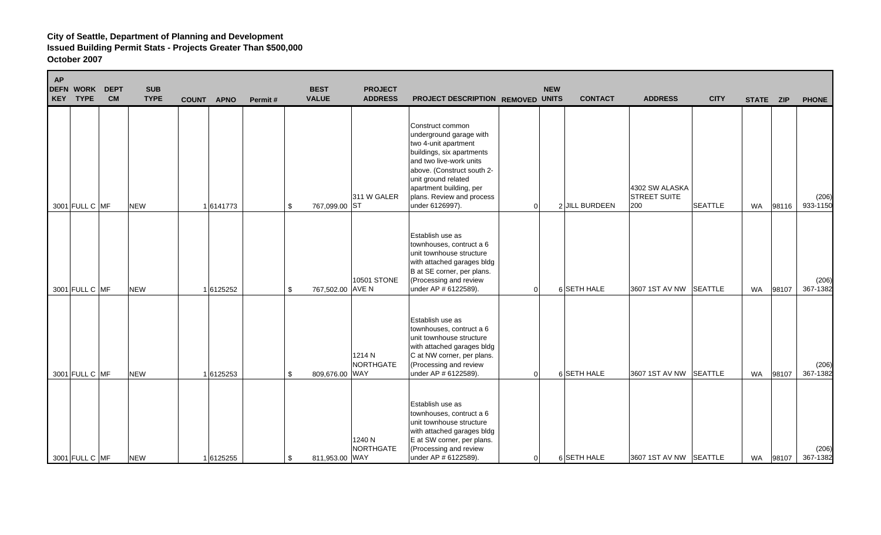**City of Seattle, Department of Planning and Development**
**Issued Building Permit Stats - Projects Greater Than $500,000**
**October 2007**

| AP DEFN KEY | WORK TYPE | DEPT CM | SUB TYPE | COUNT | APNO | Permit # | BEST VALUE | PROJECT ADDRESS | PROJECT DESCRIPTION | REMOVED | NEW UNITS | CONTACT | ADDRESS | CITY | STATE | ZIP | PHONE |
|---|---|---|---|---|---|---|---|---|---|---|---|---|---|---|---|---|---|
| 3001 | FULL C | MF | NEW | 1 | 6141773 | | $ 767,099.00 | 311 W GALER ST | Construct common underground garage with two 4-unit apartment buildings, six apartments and two live-work units above. (Construct south 2-unit ground related apartment building, per plans. Review and process under 6126997). | 0 | 2 | JILL BURDEEN | 4302 SW ALASKA STREET SUITE 200 | SEATTLE | WA | 98116 | (206) 933-1150 |
| 3001 | FULL C | MF | NEW | 1 | 6125252 | | $ 767,502.00 | 10501 STONE AVE N | Establish use as townhouses, contruct a 6 unit townhouse structure with attached garages bldg B at SE corner, per plans. (Processing and review under AP # 6122589). | 0 | 6 | SETH HALE | 3607 1ST AV NW | SEATTLE | WA | 98107 | (206) 367-1382 |
| 3001 | FULL C | MF | NEW | 1 | 6125253 | | $ 809,676.00 | 1214 N NORTHGATE WAY | Establish use as townhouses, contruct a 6 unit townhouse structure with attached garages bldg C at NW corner, per plans. (Processing and review under AP # 6122589). | 0 | 6 | SETH HALE | 3607 1ST AV NW | SEATTLE | WA | 98107 | (206) 367-1382 |
| 3001 | FULL C | MF | NEW | 1 | 6125255 | | $ 811,953.00 | 1240 N NORTHGATE WAY | Establish use as townhouses, contruct a 6 unit townhouse structure with attached garages bldg E at SW corner, per plans. (Processing and review under AP # 6122589). | 0 | 6 | SETH HALE | 3607 1ST AV NW | SEATTLE | WA | 98107 | (206) 367-1382 |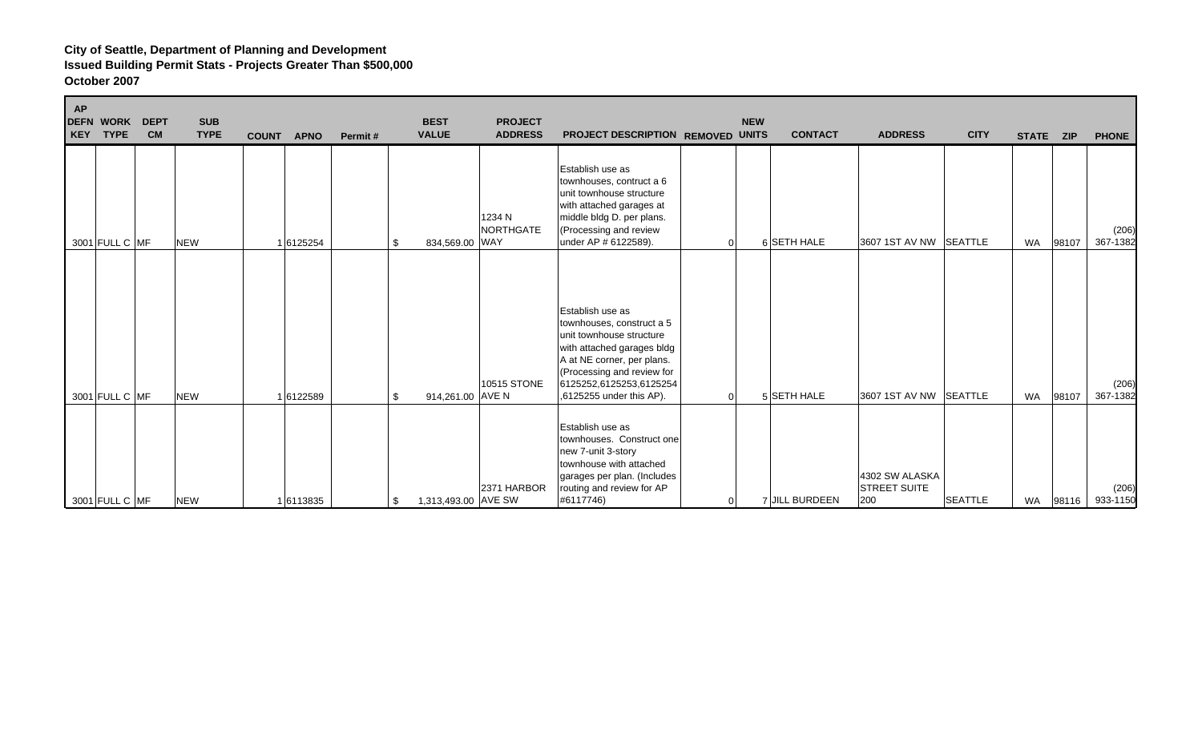**City of Seattle, Department of Planning and Development**
**Issued Building Permit Stats - Projects Greater Than $500,000**
**October 2007**

| AP DEFN KEY | WORK TYPE | DEPT CM | SUB TYPE | COUNT | APNO | Permit # | BEST VALUE | PROJECT ADDRESS | PROJECT DESCRIPTION | REMOVED | NEW UNITS | CONTACT | ADDRESS | CITY | STATE | ZIP | PHONE |
|---|---|---|---|---|---|---|---|---|---|---|---|---|---|---|---|---|---|
| 3001 | FULL C | MF | NEW | 1 | 6125254 | | $ 834,569.00 | 1234 N NORTHGATE WAY | Establish use as townhouses, contruct a 6 unit townhouse structure with attached garages at middle bldg D. per plans. (Processing and review under AP # 6122589). | 0 | 6 | SETH HALE | 3607 1ST AV NW | SEATTLE | WA | 98107 | (206) 367-1382 |
| 3001 | FULL C | MF | NEW | 1 | 6122589 | | $ 914,261.00 | 10515 STONE AVE N | Establish use as townhouses, construct a 5 unit townhouse structure with attached garages bldg A at NE corner, per plans. (Processing and review for 6125252,6125253,6125254 ,6125255 under this AP). | 0 | 5 | SETH HALE | 3607 1ST AV NW | SEATTLE | WA | 98107 | (206) 367-1382 |
| 3001 | FULL C | MF | NEW | 1 | 6113835 | | $ 1,313,493.00 | 2371 HARBOR AVE SW | Establish use as townhouses. Construct one new 7-unit 3-story townhouse with attached garages per plan. (Includes routing and review for AP #6117746) | 0 | 7 | JILL BURDEEN | 4302 SW ALASKA STREET SUITE 200 | SEATTLE | WA | 98116 | (206) 933-1150 |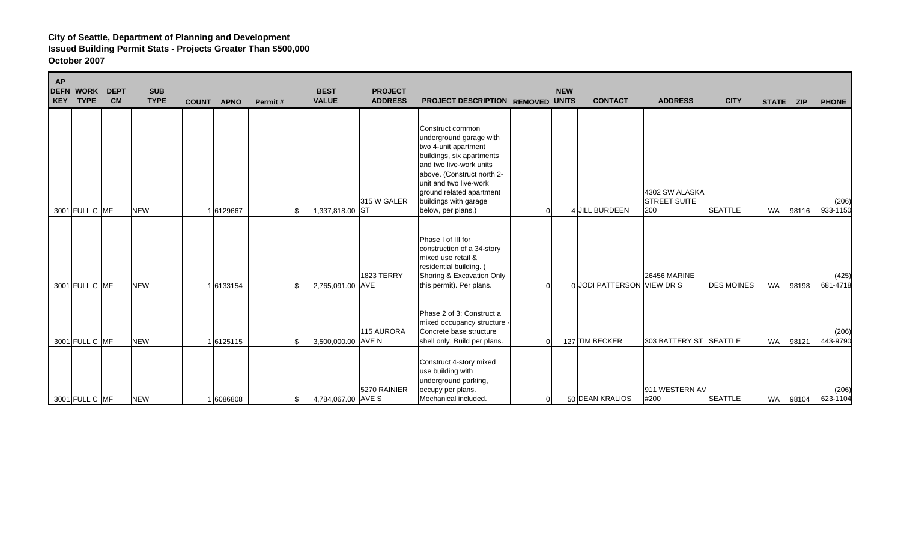**City of Seattle, Department of Planning and Development**
**Issued Building Permit Stats - Projects Greater Than $500,000**
**October 2007**

| AP DEFN KEY | WORK TYPE | DEPT CM | SUB TYPE | COUNT | APNO | Permit # | BEST VALUE | PROJECT ADDRESS | PROJECT DESCRIPTION | REMOVED | NEW UNITS | CONTACT | ADDRESS | CITY | STATE | ZIP | PHONE |
|---|---|---|---|---|---|---|---|---|---|---|---|---|---|---|---|---|---|
| 3001 | FULL C | MF | NEW | 1 | 6129667 | | $ 1,337,818.00 | 315 W GALER ST | Construct common underground garage with two 4-unit apartment buildings, six apartments and two live-work units above. (Construct north 2-unit and two live-work ground related apartment buildings with garage below, per plans.) | 0 | 4 | JILL BURDEEN | 4302 SW ALASKA STREET SUITE 200 | SEATTLE | WA | 98116 | (206) 933-1150 |
| 3001 | FULL C | MF | NEW | 1 | 6133154 | | $ 2,765,091.00 | 1823 TERRY AVE | Phase I of III for construction of a 34-story mixed use retail & residential building. ( Shoring & Excavation Only this permit). Per plans. | 0 | 0 | JODI PATTERSON | 26456 MARINE VIEW DR S | DES MOINES | WA | 98198 | (425) 681-4718 |
| 3001 | FULL C | MF | NEW | 1 | 6125115 | | $ 3,500,000.00 | 115 AURORA AVE N | Phase 2 of 3: Construct a mixed occupancy structure - Concrete base structure shell only, Build per plans. | 0 | 127 | TIM BECKER | 303 BATTERY ST | SEATTLE | WA | 98121 | (206) 443-9790 |
| 3001 | FULL C | MF | NEW | 1 | 6086808 | | $ 4,784,067.00 | 5270 RAINIER AVE S | Construct 4-story mixed use building with underground parking, occupy per plans. Mechanical included. | 0 | 50 | DEAN KRALIOS | 911 WESTERN AV #200 | SEATTLE | WA | 98104 | (206) 623-1104 |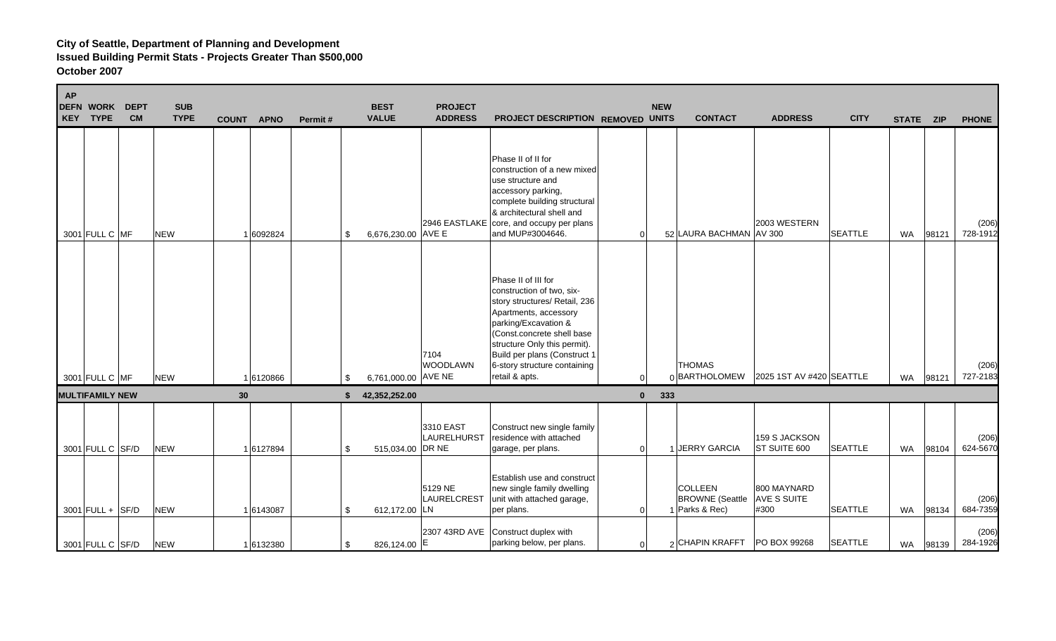**City of Seattle, Department of Planning and Development**
**Issued Building Permit Stats - Projects Greater Than $500,000**
**October 2007**

| AP DEFN KEY | WORK TYPE | DEPT CM | SUB TYPE | COUNT | APNO | Permit # | BEST VALUE | PROJECT ADDRESS | PROJECT DESCRIPTION | REMOVED | NEW UNITS | CONTACT | ADDRESS | CITY | STATE | ZIP | PHONE |
|---|---|---|---|---|---|---|---|---|---|---|---|---|---|---|---|---|---|
| 3001 | FULL C | MF | NEW | 1 | 6092824 | | $ 6,676,230.00 | 2946 EASTLAKE AVE E | Phase II of II for construction of a new mixed use structure and accessory parking, complete building structural & architectural shell and core, and occupy per plans and MUP#3004646. | 0 | 52 | LAURA BACHMAN | 2003 WESTERN AV 300 | SEATTLE | WA | 98121 | (206) 728-1912 |
| 3001 | FULL C | MF | NEW | 1 | 6120866 | | $ 6,761,000.00 | 7104 WOODLAWN AVE NE | Phase II of III for construction of two, six-story structures/ Retail, 236 Apartments, accessory parking/Excavation & (Const.concrete shell base structure Only this permit). Build per plans (Construct 1 6-story structure containing retail & apts. | 0 | 0 | THOMAS BARTHOLOMEW | 2025 1ST AV #420 | SEATTLE | WA | 98121 | (206) 727-2183 |
| **MULTIFAMILY NEW** | | | | **30** | | | **$ 42,352,252.00** | | | **0** | **333** | | | | | | |
| 3001 | FULL C | SF/D | NEW | 1 | 6127894 | | $ 515,034.00 | 3310 EAST LAURELHURST DR NE | Construct new single family residence with attached garage, per plans. | 0 | 1 | JERRY GARCIA | 159 S JACKSON ST SUITE 600 | SEATTLE | WA | 98104 | (206) 624-5670 |
| 3001 | FULL + | SF/D | NEW | 1 | 6143087 | | $ 612,172.00 | 5129 NE LAURELCREST LN | Establish use and construct new single family dwelling unit with attached garage, per plans. | 0 | 1 | COLLEEN BROWNE (Seattle Parks & Rec) | 800 MAYNARD AVE S SUITE #300 | SEATTLE | WA | 98134 | (206) 684-7359 |
| 3001 | FULL C | SF/D | NEW | 1 | 6132380 | | $ 826,124.00 | 2307 43RD AVE E | Construct duplex with parking below, per plans. | 0 | 2 | CHAPIN KRAFFT | PO BOX 99268 | SEATTLE | WA | 98139 | (206) 284-1926 |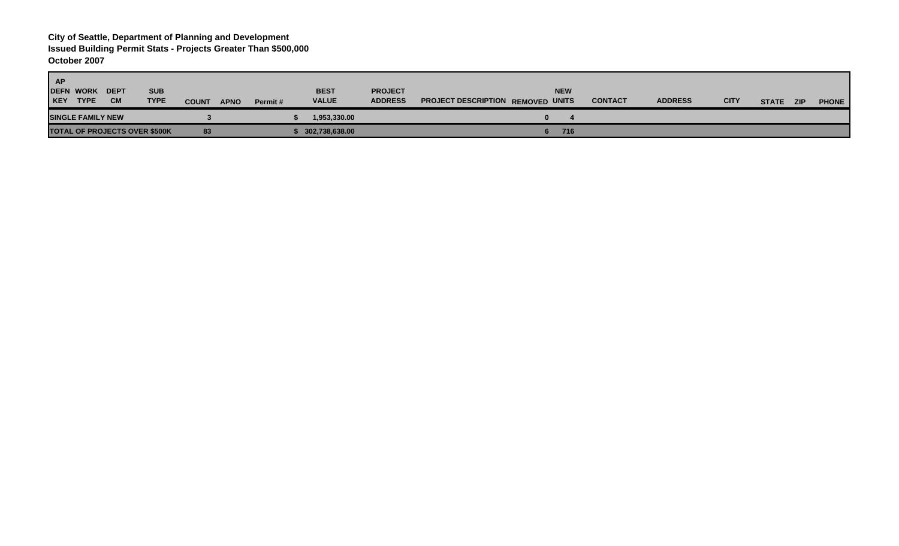**City of Seattle, Department of Planning and Development**
**Issued Building Permit Stats - Projects Greater Than $500,000**
**October 2007**

| AP DEFN KEY | WORK TYPE | DEPT CM | SUB TYPE | COUNT | APNO | Permit # | BEST VALUE | PROJECT ADDRESS | PROJECT DESCRIPTION | REMOVED | NEW UNITS | CONTACT | ADDRESS | CITY | STATE | ZIP | PHONE |
|---|---|---|---|---|---|---|---|---|---|---|---|---|---|---|---|---|---|
| **SINGLE FAMILY NEW** | | | | **3** | | | **$ 1,953,330.00** | | | **0** | **4** | | | | | | |
| **TOTAL OF PROJECTS OVER $500K** | | | | **83** | | | **$ 302,738,638.00** | | | **6** | **716** | | | | | | |